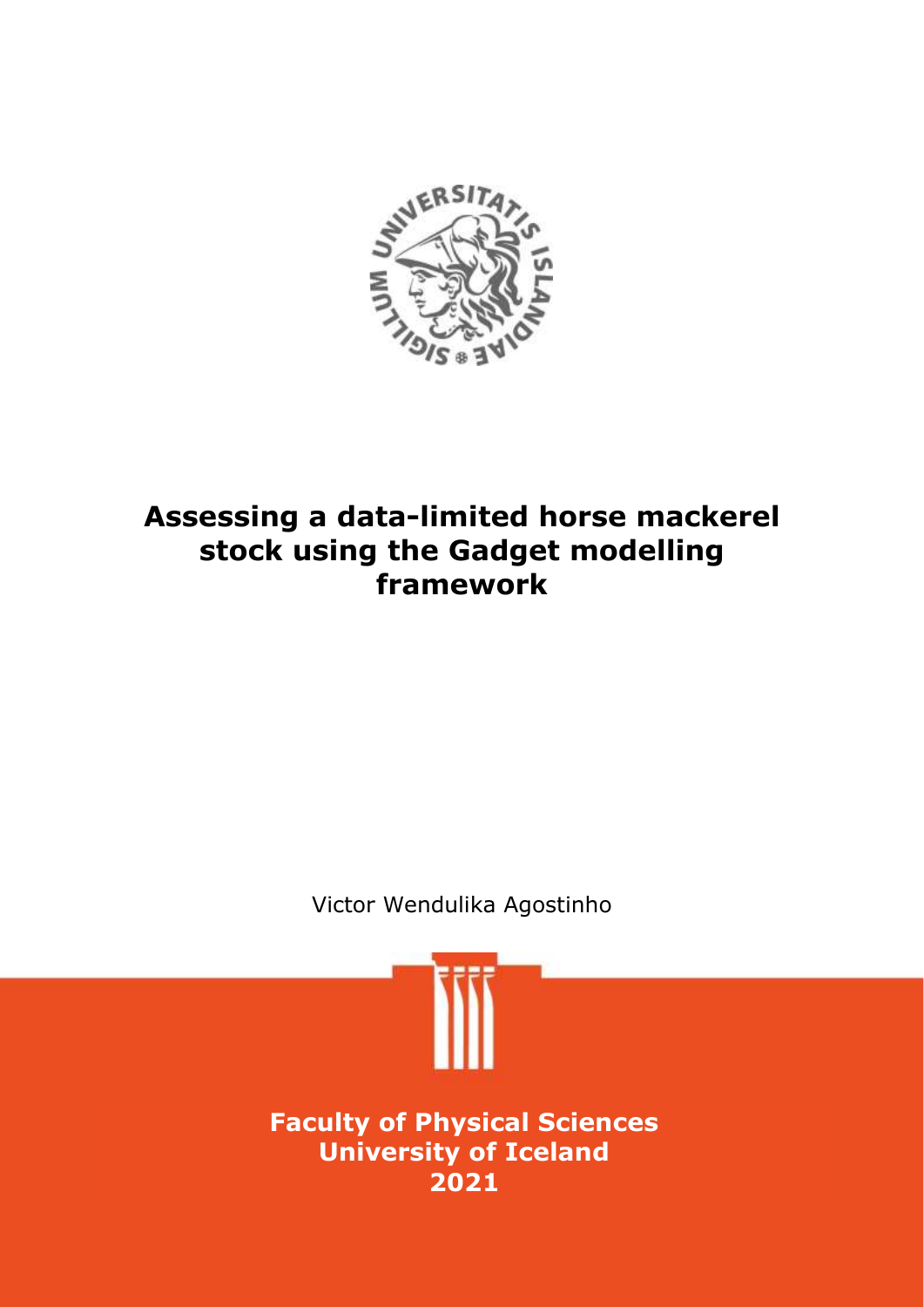# Assessing a data-limited horse mackerel stock using the Gadget modelling framework

Victor Wendulika Agostinho

**Faculty of Physical Sciences**
**University of Iceland**
**2021**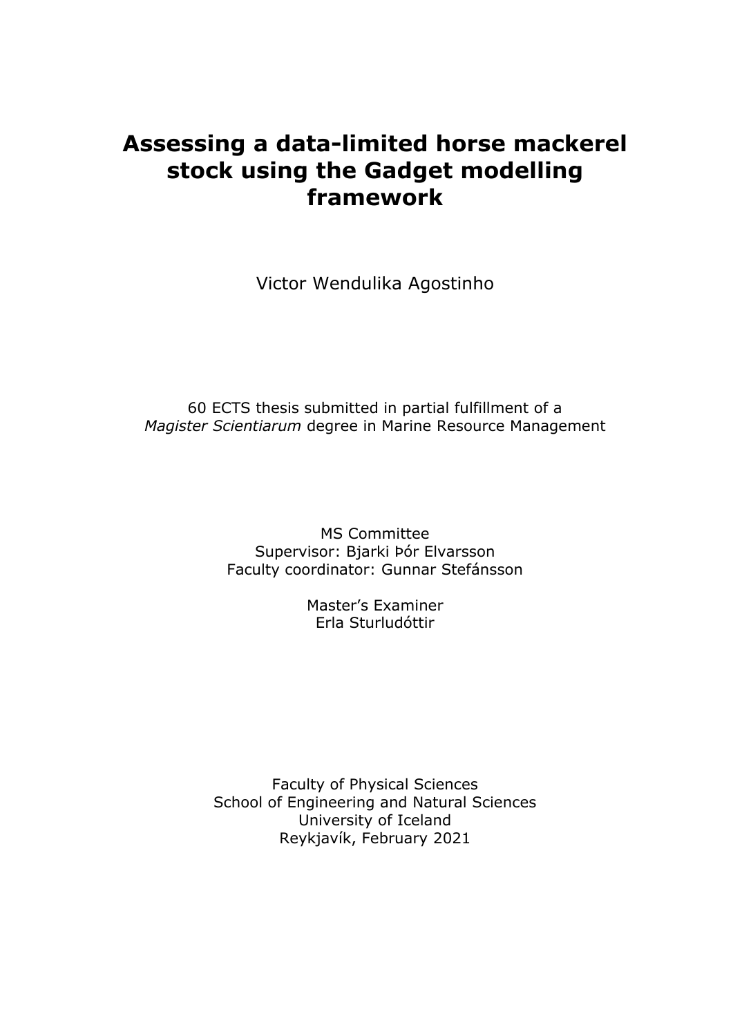# Assessing a data-limited horse mackerel stock using the Gadget modelling framework

Victor Wendulika Agostinho

60 ECTS thesis submitted in partial fulfillment of a *Magister Scientiarum* degree in Marine Resource Management

MS Committee
Supervisor: Bjarki Þór Elvarsson
Faculty coordinator: Gunnar Stefánsson

Master's Examiner
Erla Sturludóttir

Faculty of Physical Sciences
School of Engineering and Natural Sciences
University of Iceland
Reykjavík, February 2021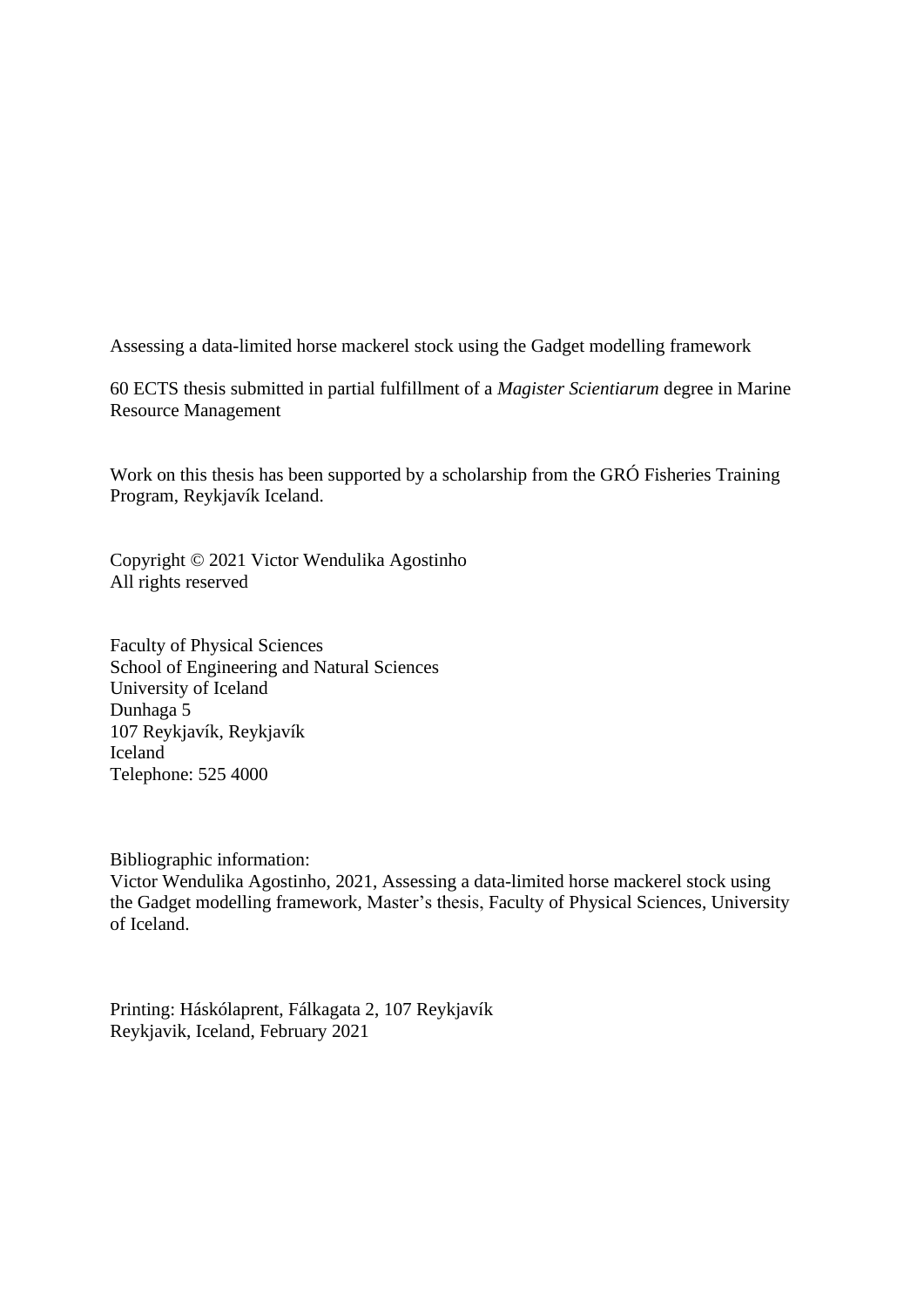Assessing a data-limited horse mackerel stock using the Gadget modelling framework

60 ECTS thesis submitted in partial fulfillment of a *Magister Scientiarum* degree in Marine Resource Management

Work on this thesis has been supported by a scholarship from the GRÓ Fisheries Training Program, Reykjavík Iceland.

Copyright © 2021 Victor Wendulika Agostinho
All rights reserved

Faculty of Physical Sciences
School of Engineering and Natural Sciences
University of Iceland
Dunhaga 5
107 Reykjavík, Reykjavík
Iceland
Telephone: 525 4000

Bibliographic information:
Victor Wendulika Agostinho, 2021, Assessing a data-limited horse mackerel stock using the Gadget modelling framework, Master's thesis, Faculty of Physical Sciences, University of Iceland.

Printing: Háskólaprent, Fálkagata 2, 107 Reykjavík
Reykjavik, Iceland, February 2021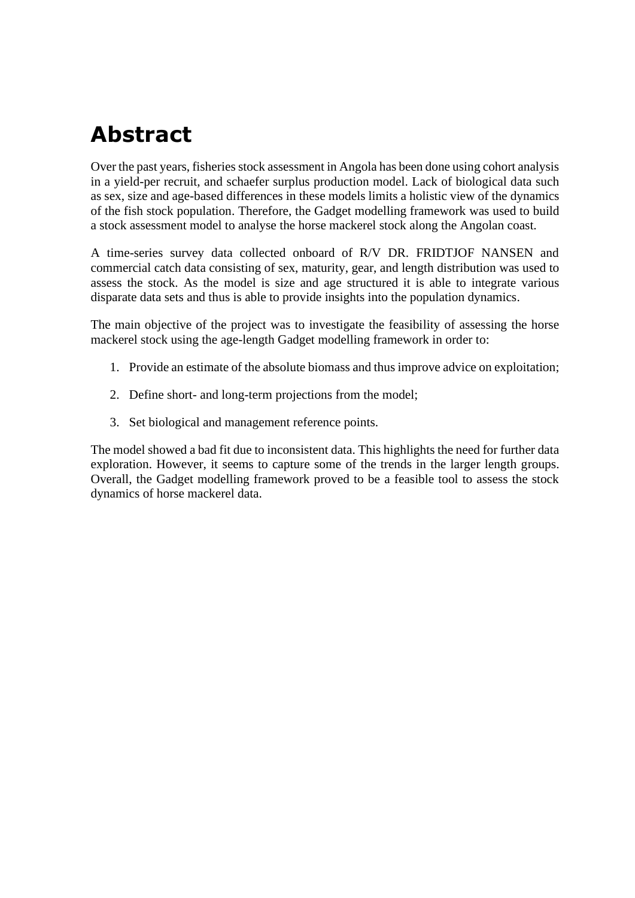# Abstract

Over the past years, fisheries stock assessment in Angola has been done using cohort analysis in a yield-per recruit, and schaefer surplus production model. Lack of biological data such as sex, size and age-based differences in these models limits a holistic view of the dynamics of the fish stock population. Therefore, the Gadget modelling framework was used to build a stock assessment model to analyse the horse mackerel stock along the Angolan coast.

A time-series survey data collected onboard of R/V DR. FRIDTJOF NANSEN and commercial catch data consisting of sex, maturity, gear, and length distribution was used to assess the stock. As the model is size and age structured it is able to integrate various disparate data sets and thus is able to provide insights into the population dynamics.

The main objective of the project was to investigate the feasibility of assessing the horse mackerel stock using the age-length Gadget modelling framework in order to:

1. Provide an estimate of the absolute biomass and thus improve advice on exploitation;
2. Define short- and long-term projections from the model;
3. Set biological and management reference points.

The model showed a bad fit due to inconsistent data. This highlights the need for further data exploration. However, it seems to capture some of the trends in the larger length groups. Overall, the Gadget modelling framework proved to be a feasible tool to assess the stock dynamics of horse mackerel data.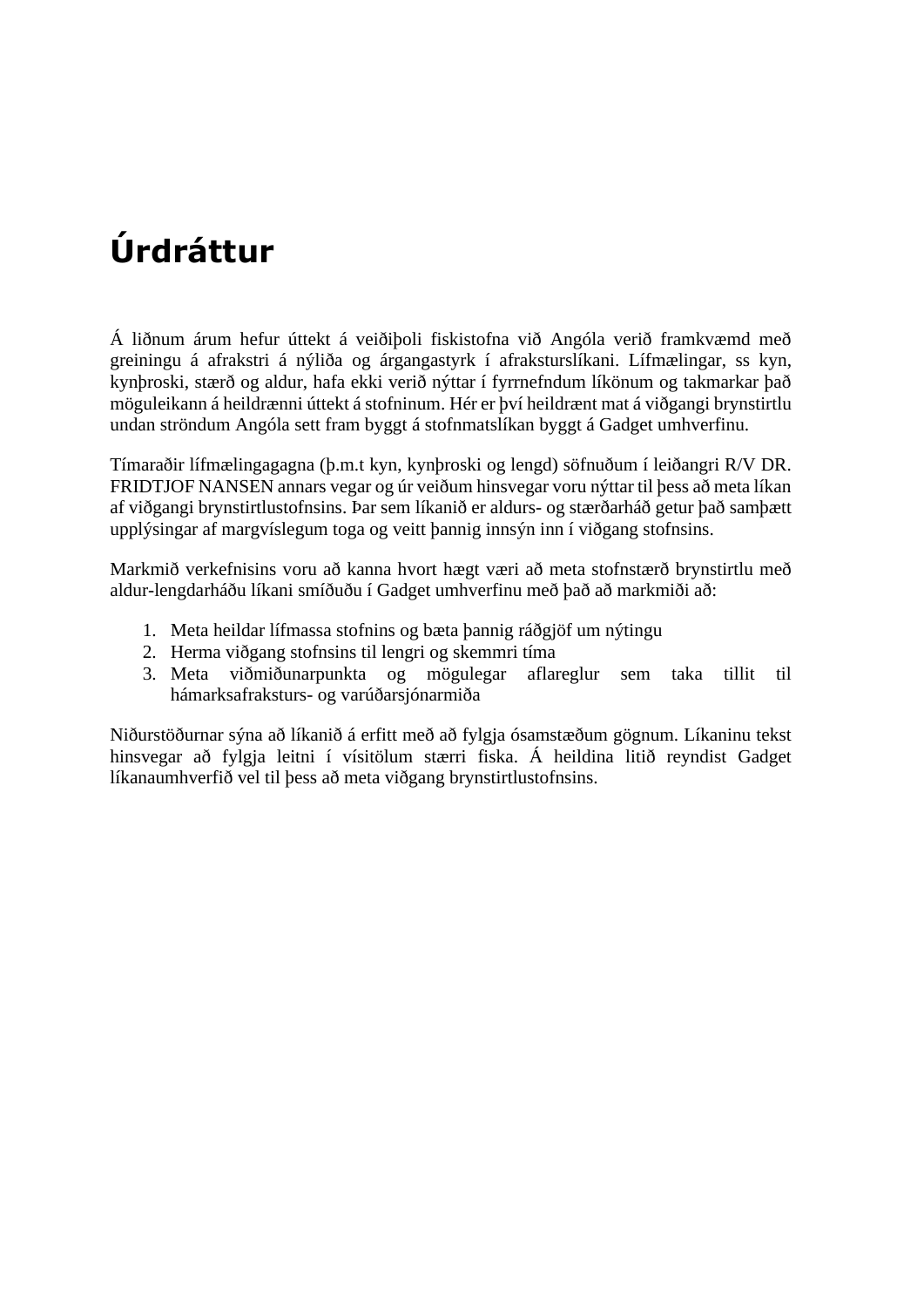# Úrdráttur

Á liðnum árum hefur úttekt á veiðiþoli fiskistofna við Angóla verið framkvæmd með greiningu á afrakstri á nýliða og árgangastyrk í afraksturslíkani. Lífmælingar, ss kyn, kynþroski, stærð og aldur, hafa ekki verið nýttar í fyrrnefndum líkönum og takmarkar það möguleikann á heildrænni úttekt á stofninum. Hér er því heildrænt mat á viðgangi brynstirtlu undan ströndum Angóla sett fram byggt á stofnmatslíkan byggt á Gadget umhverfinu.

Tímaraðir lífmælingagagna (þ.m.t kyn, kynþroski og lengd) söfnuðum í leiðangri R/V DR. FRIDTJOF NANSEN annars vegar og úr veiðum hinsvegar voru nýttar til þess að meta líkan af viðgangi brynstirtlustofnsins. Þar sem líkanið er aldurs- og stærðarháð getur það samþætt upplýsingar af margvíslegum toga og veitt þannig innsýn inn í viðgang stofnsins.

Markmið verkefnisins voru að kanna hvort hægt væri að meta stofnstærð brynstirtlu með aldur-lengdarháðu líkani smíðuðu í Gadget umhverfinu með það að markmiði að:

1. Meta heildar lífmassa stofnins og bæta þannig ráðgjöf um nýtingu
2. Herma viðgang stofnsins til lengri og skemmri tíma
3. Meta viðmiðunarpunkta og mögulegar aflareglur sem taka tillit til hámarksafraksturs- og varúðarsjónarmiða

Niðurstöðurnar sýna að líkanið á erfitt með að fylgja ósamstæðum gögnum. Líkaninu tekst hinsvegar að fylgja leitni í vísitölum stærri fiska. Á heildina litið reyndist Gadget líkanaumhverfið vel til þess að meta viðgang brynstirtlustofnsins.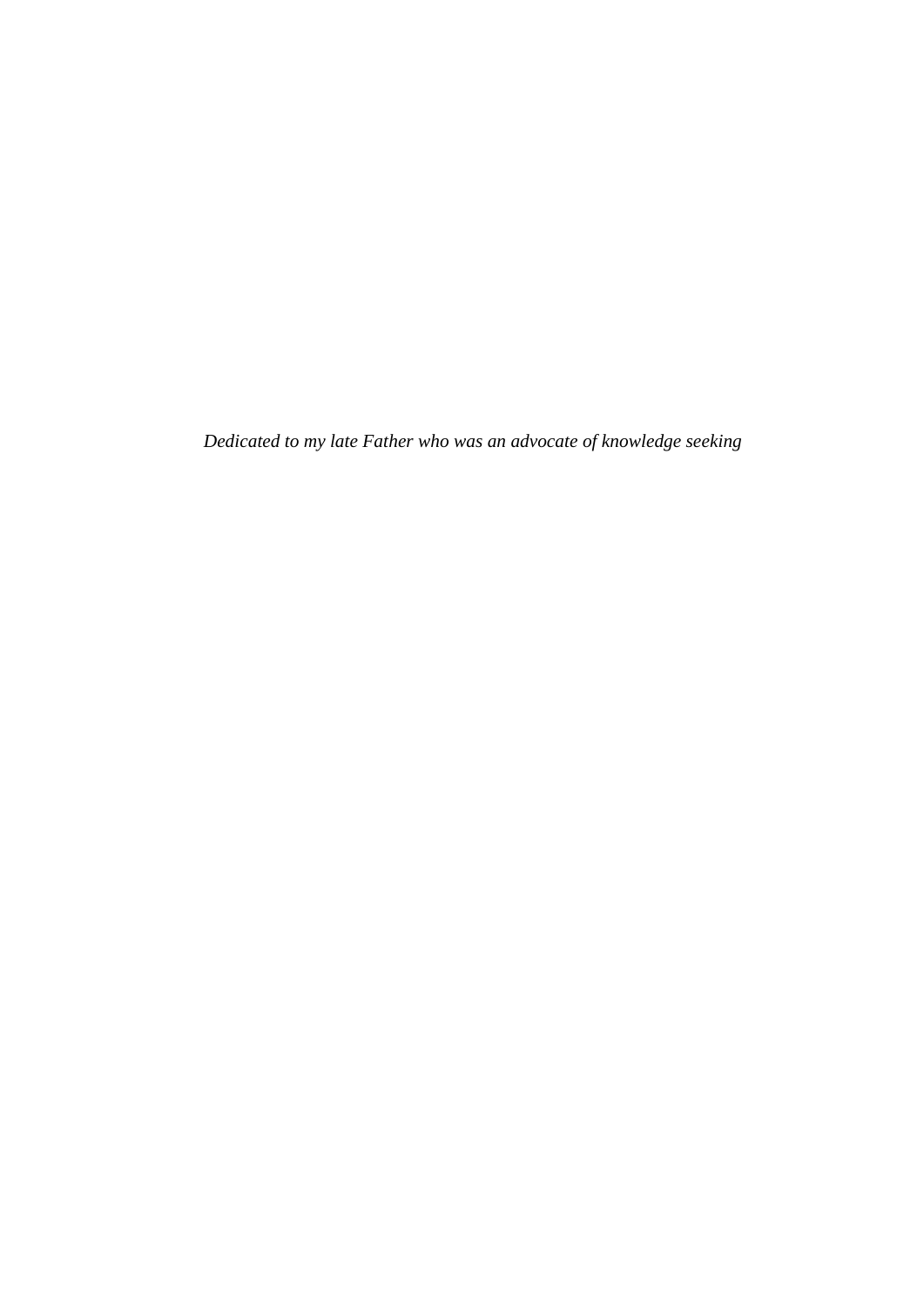*Dedicated to my late Father who was an advocate of knowledge seeking*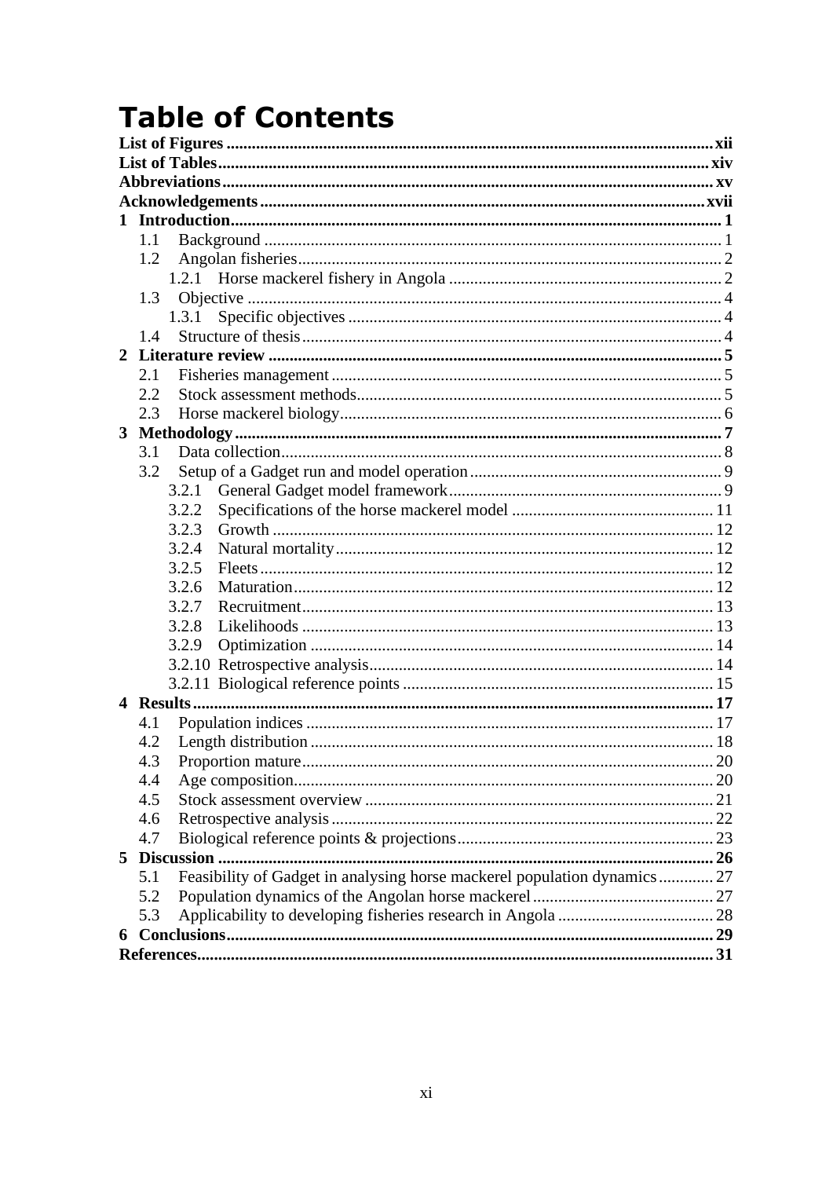# Table of Contents

**List of Figures** .......... **xii**
**List of Tables** .......... **xiv**
**Abbreviations** .......... **xv**
**Acknowledgements** .......... **xvii**
**1 Introduction** .......... **1**
- 1.1 Background .......... 1
- 1.2 Angolan fisheries .......... 2
  - 1.2.1 Horse mackerel fishery in Angola .......... 2
- 1.3 Objective .......... 4
  - 1.3.1 Specific objectives .......... 4
- 1.4 Structure of thesis .......... 4

**2 Literature review** .......... **5**
- 2.1 Fisheries management .......... 5
- 2.2 Stock assessment methods .......... 5
- 2.3 Horse mackerel biology .......... 6

**3 Methodology** .......... **7**
- 3.1 Data collection .......... 8
- 3.2 Setup of a Gadget run and model operation .......... 9
  - 3.2.1 General Gadget model framework .......... 9
  - 3.2.2 Specifications of the horse mackerel model .......... 11
  - 3.2.3 Growth .......... 12
  - 3.2.4 Natural mortality .......... 12
  - 3.2.5 Fleets .......... 12
  - 3.2.6 Maturation .......... 12
  - 3.2.7 Recruitment .......... 13
  - 3.2.8 Likelihoods .......... 13
  - 3.2.9 Optimization .......... 14
  - 3.2.10 Retrospective analysis .......... 14
  - 3.2.11 Biological reference points .......... 15

**4 Results** .......... **17**
- 4.1 Population indices .......... 17
- 4.2 Length distribution .......... 18
- 4.3 Proportion mature .......... 20
- 4.4 Age composition .......... 20
- 4.5 Stock assessment overview .......... 21
- 4.6 Retrospective analysis .......... 22
- 4.7 Biological reference points & projections .......... 23

**5 Discussion** .......... **26**
- 5.1 Feasibility of Gadget in analysing horse mackerel population dynamics .......... 27
- 5.2 Population dynamics of the Angolan horse mackerel .......... 27
- 5.3 Applicability to developing fisheries research in Angola .......... 28

**6 Conclusions** .......... **29**
**References** .......... **31**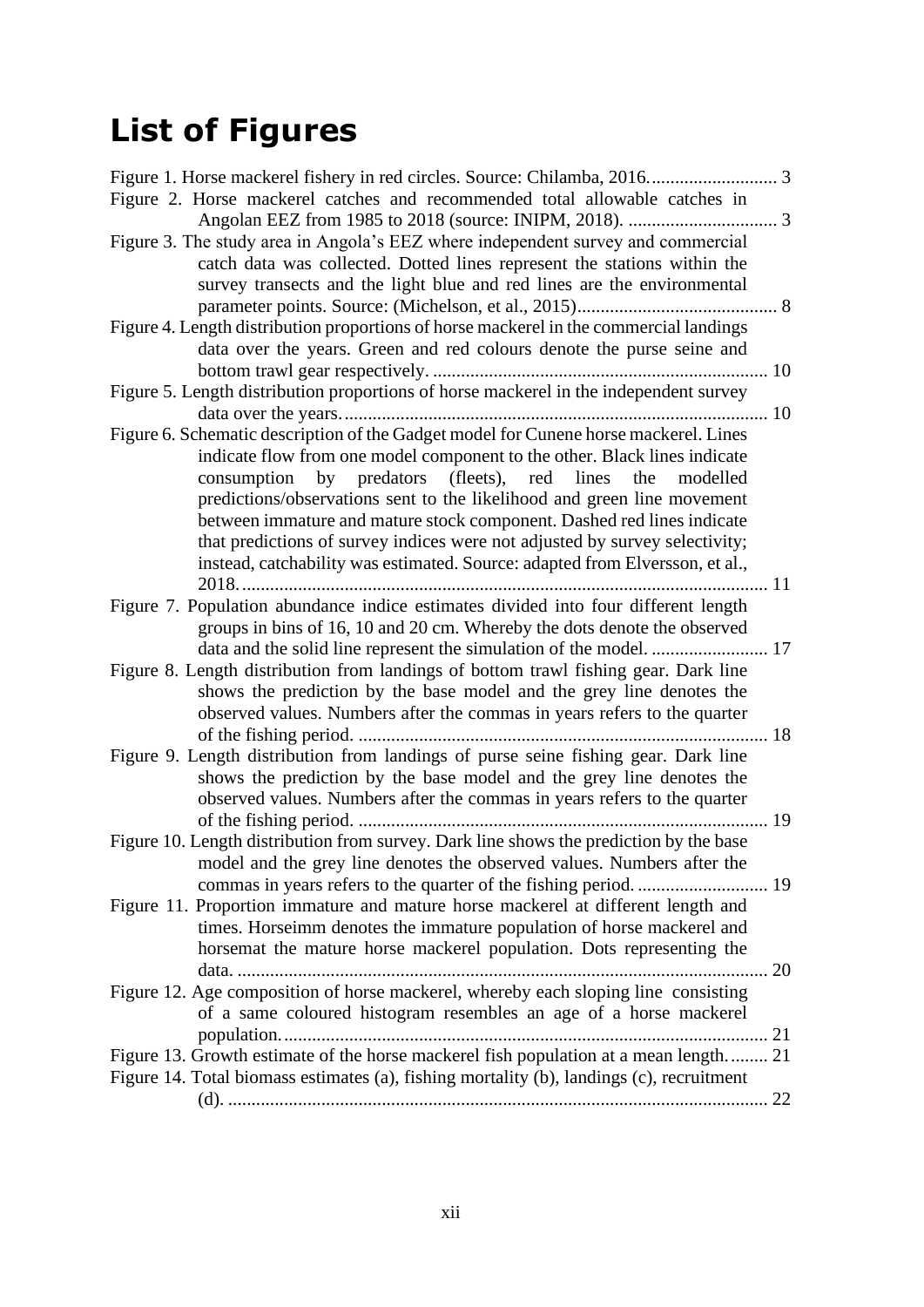# List of Figures

Figure 1. Horse mackerel fishery in red circles. Source: Chilamba, 2016. ........................... 3

Figure 2. Horse mackerel catches and recommended total allowable catches in Angolan EEZ from 1985 to 2018 (source: INIPM, 2018). ................................ 3

Figure 3. The study area in Angola's EEZ where independent survey and commercial catch data was collected. Dotted lines represent the stations within the survey transects and the light blue and red lines are the environmental parameter points. Source: (Michelson, et al., 2015)........................................... 8

Figure 4. Length distribution proportions of horse mackerel in the commercial landings data over the years. Green and red colours denote the purse seine and bottom trawl gear respectively. ....................................................................... 10

Figure 5. Length distribution proportions of horse mackerel in the independent survey data over the years. ......................................................................................... 10

Figure 6. Schematic description of the Gadget model for Cunene horse mackerel. Lines indicate flow from one model component to the other. Black lines indicate consumption by predators (fleets), red lines the modelled predictions/observations sent to the likelihood and green line movement between immature and mature stock component. Dashed red lines indicate that predictions of survey indices were not adjusted by survey selectivity; instead, catchability was estimated. Source: adapted from Elversson, et al., 2018. ................................................................................................................ 11

Figure 7. Population abundance indice estimates divided into four different length groups in bins of 16, 10 and 20 cm. Whereby the dots denote the observed data and the solid line represent the simulation of the model. ......................... 17

Figure 8. Length distribution from landings of bottom trawl fishing gear. Dark line shows the prediction by the base model and the grey line denotes the observed values. Numbers after the commas in years refers to the quarter of the fishing period. ....................................................................................... 18

Figure 9. Length distribution from landings of purse seine fishing gear. Dark line shows the prediction by the base model and the grey line denotes the observed values. Numbers after the commas in years refers to the quarter of the fishing period. ....................................................................................... 19

Figure 10. Length distribution from survey. Dark line shows the prediction by the base model and the grey line denotes the observed values. Numbers after the commas in years refers to the quarter of the fishing period. ............................ 19

Figure 11. Proportion immature and mature horse mackerel at different length and times. Horseimm denotes the immature population of horse mackerel and horsemat the mature horse mackerel population. Dots representing the data. .................................................................................................................. 20

Figure 12. Age composition of horse mackerel, whereby each sloping line consisting of a same coloured histogram resembles an age of a horse mackerel population. ....................................................................................................... 21

Figure 13. Growth estimate of the horse mackerel fish population at a mean length. ........ 21

Figure 14. Total biomass estimates (a), fishing mortality (b), landings (c), recruitment (d). ................................................................................................................... 22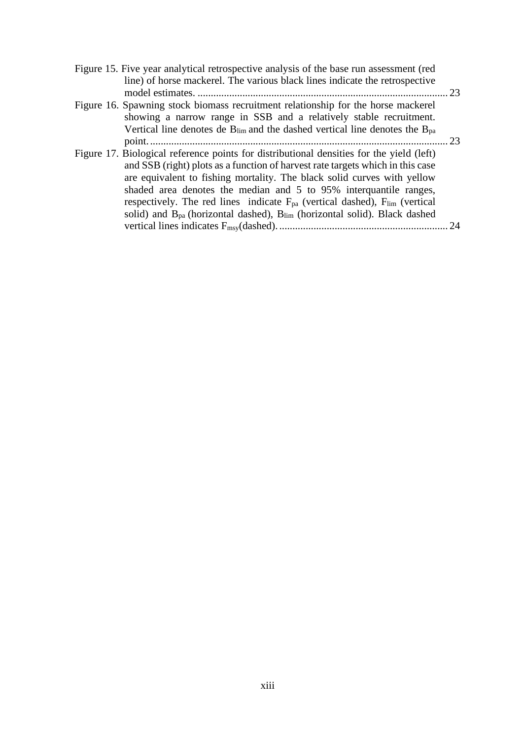Figure 15. Five year analytical retrospective analysis of the base run assessment (red line) of horse mackerel. The various black lines indicate the retrospective model estimates. ................................................................................................ 23

Figure 16. Spawning stock biomass recruitment relationship for the horse mackerel showing a narrow range in SSB and a relatively stable recruitment. Vertical line denotes de $B_{lim}$ and the dashed vertical line denotes the $B_{pa}$ point. ................................................................................................ 23

Figure 17. Biological reference points for distributional densities for the yield (left) and SSB (right) plots as a function of harvest rate targets which in this case are equivalent to fishing mortality. The black solid curves with yellow shaded area denotes the median and 5 to 95% interquantile ranges, respectively. The red lines indicate $F_{pa}$ (vertical dashed), $F_{lim}$ (vertical solid) and $B_{pa}$ (horizontal dashed), $B_{lim}$ (horizontal solid). Black dashed vertical lines indicates $F_{msy}$(dashed). ................................................................ 24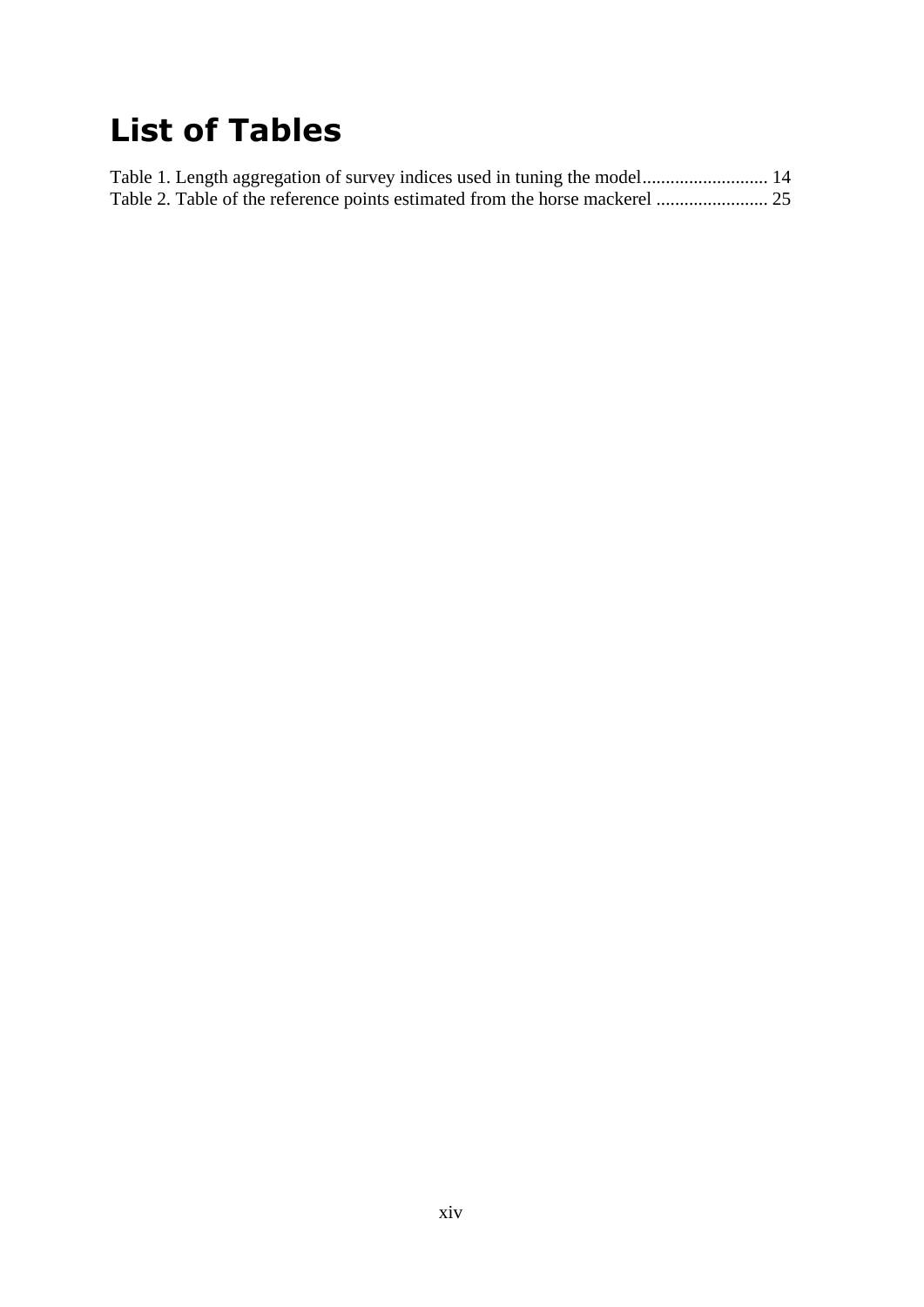# List of Tables

Table 1. Length aggregation of survey indices used in tuning the model........................... 14
Table 2. Table of the reference points estimated from the horse mackerel ........................ 25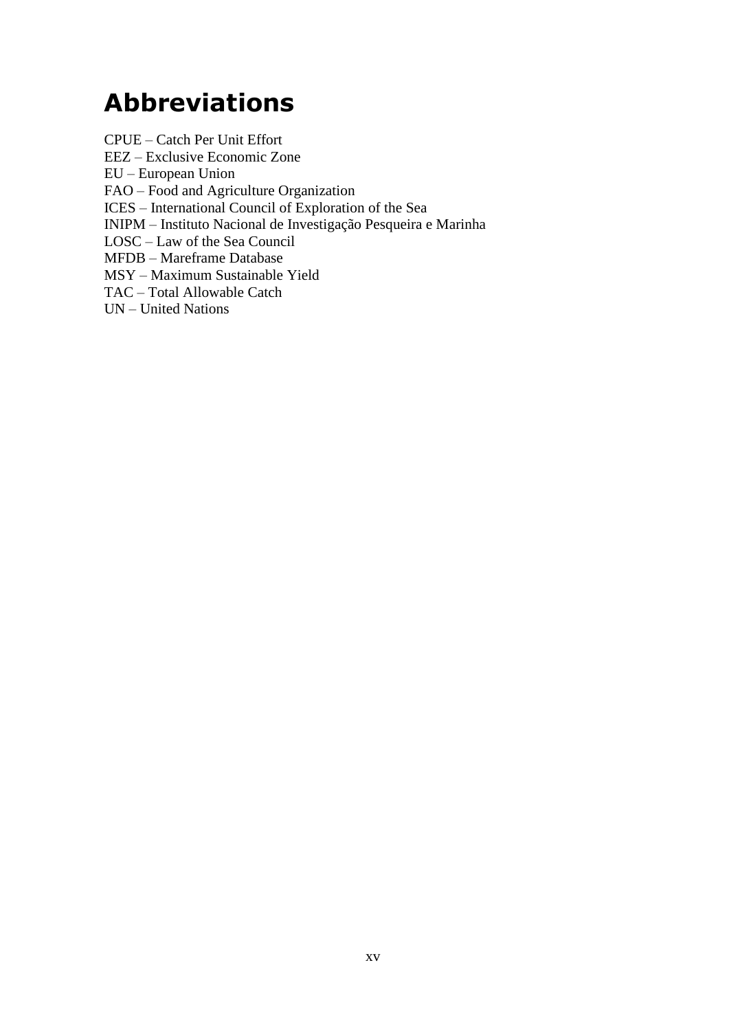# Abbreviations

CPUE – Catch Per Unit Effort
EEZ – Exclusive Economic Zone
EU – European Union
FAO – Food and Agriculture Organization
ICES – International Council of Exploration of the Sea
INIPM – Instituto Nacional de Investigação Pesqueira e Marinha
LOSC – Law of the Sea Council
MFDB – Mareframe Database
MSY – Maximum Sustainable Yield
TAC – Total Allowable Catch
UN – United Nations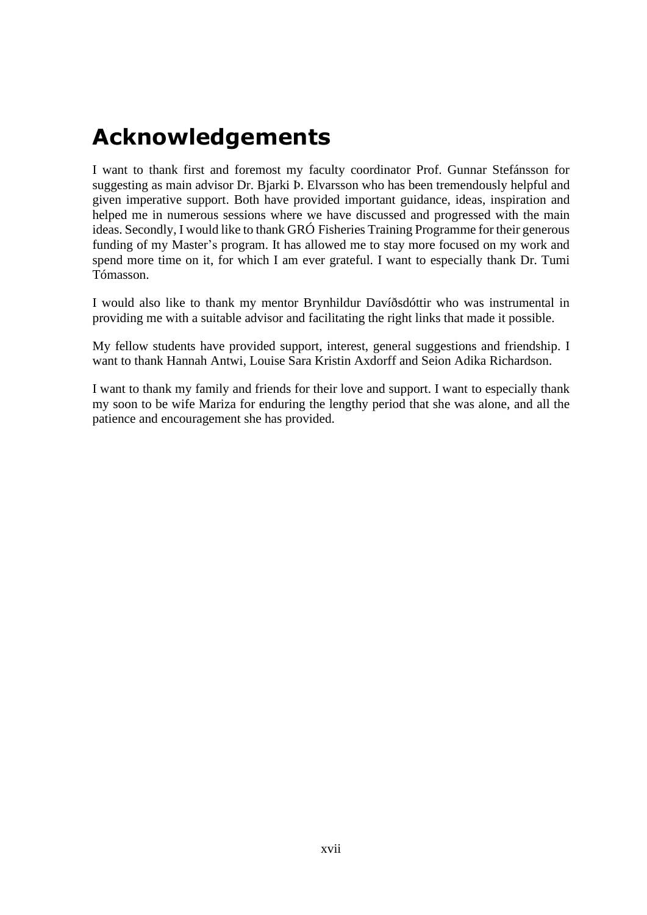# Acknowledgements

I want to thank first and foremost my faculty coordinator Prof. Gunnar Stefánsson for suggesting as main advisor Dr. Bjarki Þ. Elvarsson who has been tremendously helpful and given imperative support. Both have provided important guidance, ideas, inspiration and helped me in numerous sessions where we have discussed and progressed with the main ideas. Secondly, I would like to thank GRÓ Fisheries Training Programme for their generous funding of my Master's program. It has allowed me to stay more focused on my work and spend more time on it, for which I am ever grateful. I want to especially thank Dr. Tumi Tómasson.

I would also like to thank my mentor Brynhildur Davíðsdóttir who was instrumental in providing me with a suitable advisor and facilitating the right links that made it possible.

My fellow students have provided support, interest, general suggestions and friendship. I want to thank Hannah Antwi, Louise Sara Kristin Axdorff and Seion Adika Richardson.

I want to thank my family and friends for their love and support. I want to especially thank my soon to be wife Mariza for enduring the lengthy period that she was alone, and all the patience and encouragement she has provided.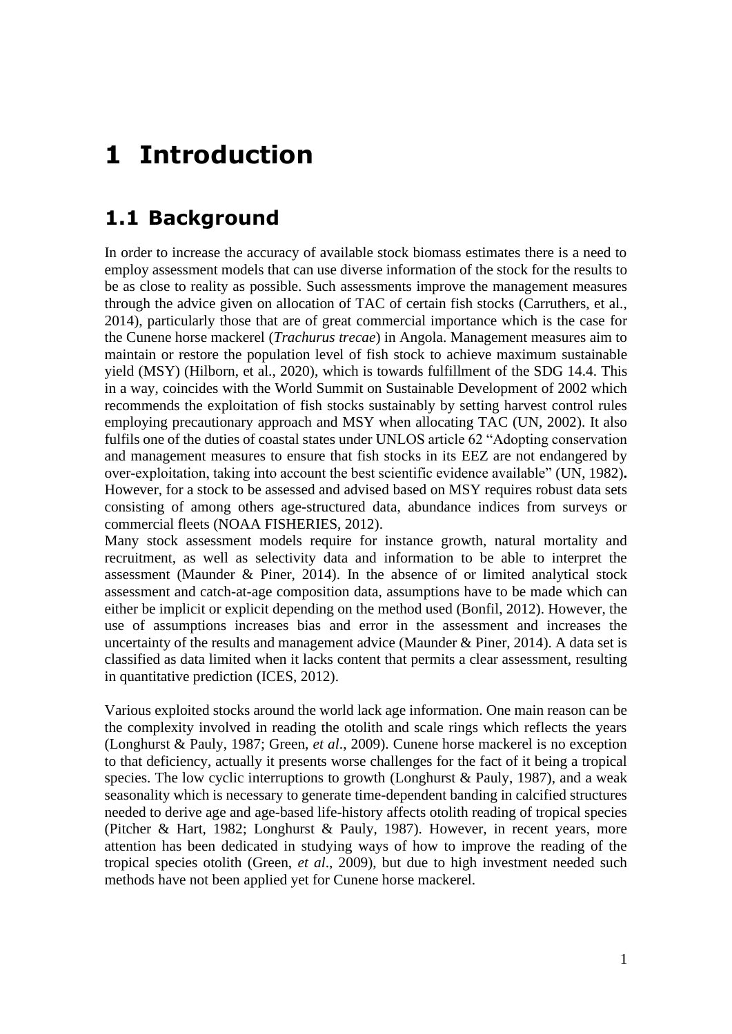# 1 Introduction

## 1.1 Background

In order to increase the accuracy of available stock biomass estimates there is a need to employ assessment models that can use diverse information of the stock for the results to be as close to reality as possible. Such assessments improve the management measures through the advice given on allocation of TAC of certain fish stocks (Carruthers, et al., 2014), particularly those that are of great commercial importance which is the case for the Cunene horse mackerel (*Trachurus trecae*) in Angola. Management measures aim to maintain or restore the population level of fish stock to achieve maximum sustainable yield (MSY) (Hilborn, et al., 2020), which is towards fulfillment of the SDG 14.4. This in a way, coincides with the World Summit on Sustainable Development of 2002 which recommends the exploitation of fish stocks sustainably by setting harvest control rules employing precautionary approach and MSY when allocating TAC (UN, 2002). It also fulfils one of the duties of coastal states under UNLOS article 62 "Adopting conservation and management measures to ensure that fish stocks in its EEZ are not endangered by over-exploitation, taking into account the best scientific evidence available" (UN, 1982)**.** However, for a stock to be assessed and advised based on MSY requires robust data sets consisting of among others age-structured data, abundance indices from surveys or commercial fleets (NOAA FISHERIES, 2012).
Many stock assessment models require for instance growth, natural mortality and recruitment, as well as selectivity data and information to be able to interpret the assessment (Maunder & Piner, 2014). In the absence of or limited analytical stock assessment and catch-at-age composition data, assumptions have to be made which can either be implicit or explicit depending on the method used (Bonfil, 2012). However, the use of assumptions increases bias and error in the assessment and increases the uncertainty of the results and management advice (Maunder & Piner, 2014). A data set is classified as data limited when it lacks content that permits a clear assessment, resulting in quantitative prediction (ICES, 2012).

Various exploited stocks around the world lack age information. One main reason can be the complexity involved in reading the otolith and scale rings which reflects the years (Longhurst & Pauly, 1987; Green, *et al*., 2009). Cunene horse mackerel is no exception to that deficiency, actually it presents worse challenges for the fact of it being a tropical species. The low cyclic interruptions to growth (Longhurst & Pauly, 1987), and a weak seasonality which is necessary to generate time-dependent banding in calcified structures needed to derive age and age-based life-history affects otolith reading of tropical species (Pitcher & Hart, 1982; Longhurst & Pauly, 1987). However, in recent years, more attention has been dedicated in studying ways of how to improve the reading of the tropical species otolith (Green, *et al*., 2009), but due to high investment needed such methods have not been applied yet for Cunene horse mackerel.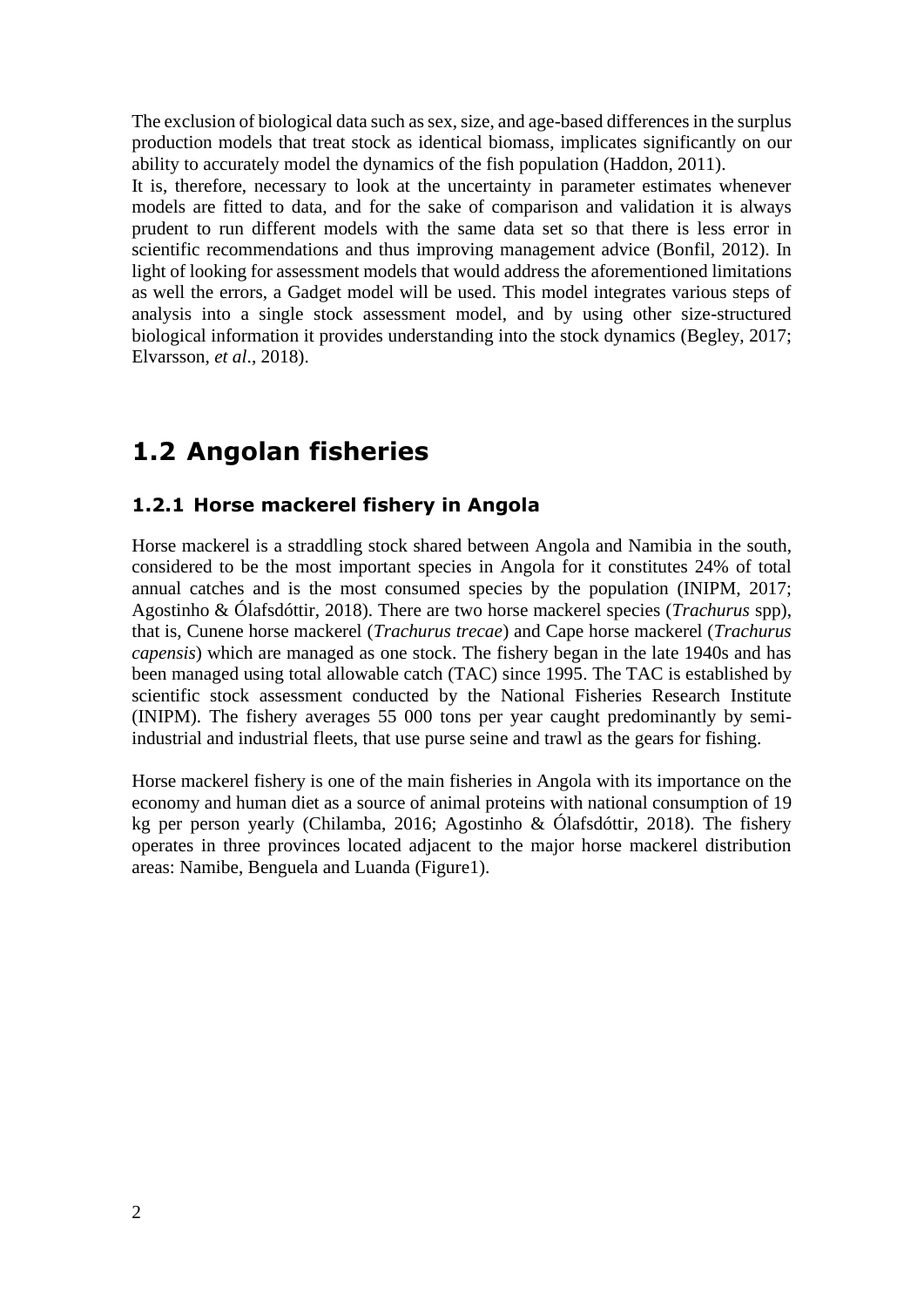The exclusion of biological data such as sex, size, and age-based differences in the surplus production models that treat stock as identical biomass, implicates significantly on our ability to accurately model the dynamics of the fish population (Haddon, 2011).

It is, therefore, necessary to look at the uncertainty in parameter estimates whenever models are fitted to data, and for the sake of comparison and validation it is always prudent to run different models with the same data set so that there is less error in scientific recommendations and thus improving management advice (Bonfil, 2012). In light of looking for assessment models that would address the aforementioned limitations as well the errors, a Gadget model will be used. This model integrates various steps of analysis into a single stock assessment model, and by using other size-structured biological information it provides understanding into the stock dynamics (Begley, 2017; Elvarsson, *et al*., 2018).

## 1.2 Angolan fisheries

### 1.2.1 Horse mackerel fishery in Angola

Horse mackerel is a straddling stock shared between Angola and Namibia in the south, considered to be the most important species in Angola for it constitutes 24% of total annual catches and is the most consumed species by the population (INIPM, 2017; Agostinho & Ólafsdóttir, 2018). There are two horse mackerel species (*Trachurus* spp), that is, Cunene horse mackerel (*Trachurus trecae*) and Cape horse mackerel (*Trachurus capensis*) which are managed as one stock. The fishery began in the late 1940s and has been managed using total allowable catch (TAC) since 1995. The TAC is established by scientific stock assessment conducted by the National Fisheries Research Institute (INIPM). The fishery averages 55 000 tons per year caught predominantly by semi-industrial and industrial fleets, that use purse seine and trawl as the gears for fishing.

Horse mackerel fishery is one of the main fisheries in Angola with its importance on the economy and human diet as a source of animal proteins with national consumption of 19 kg per person yearly (Chilamba, 2016; Agostinho & Ólafsdóttir, 2018). The fishery operates in three provinces located adjacent to the major horse mackerel distribution areas: Namibe, Benguela and Luanda (Figure1).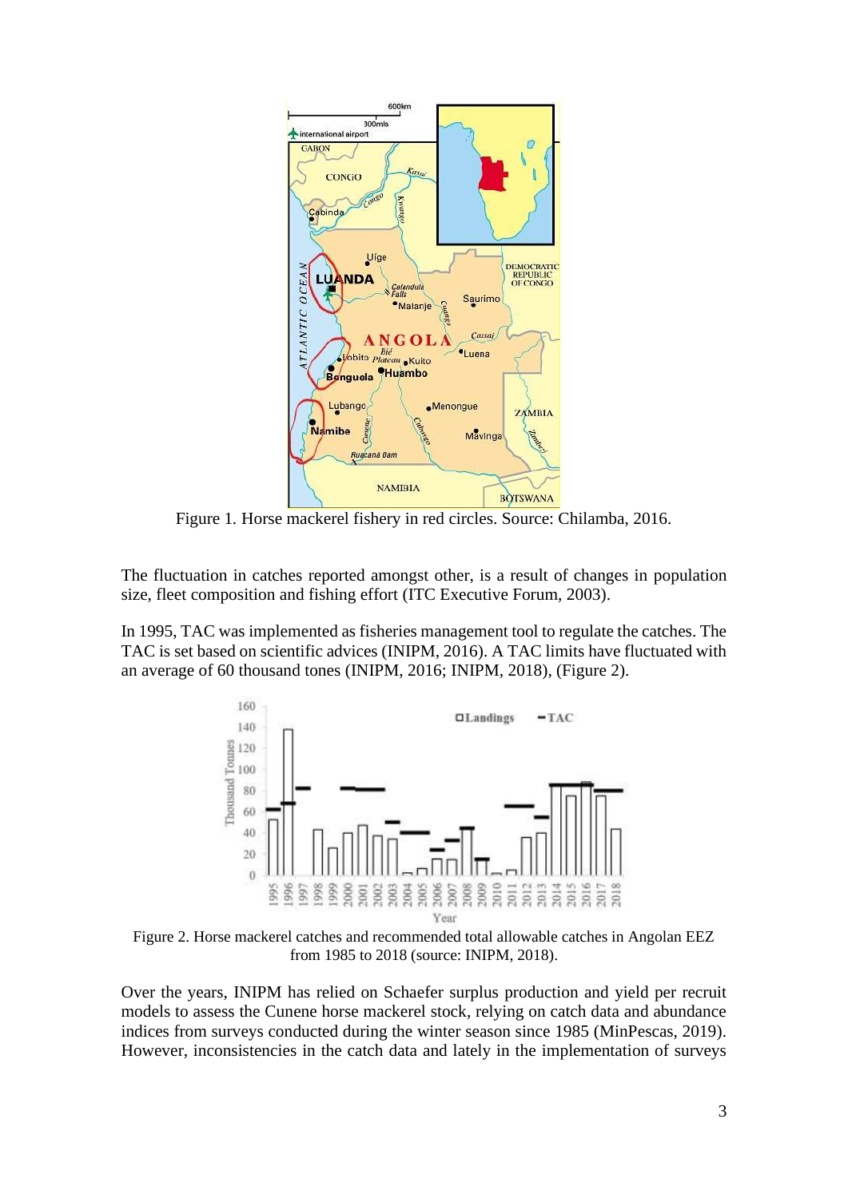Figure 1. Horse mackerel fishery in red circles. Source: Chilamba, 2016.

The fluctuation in catches reported amongst other, is a result of changes in population size, fleet composition and fishing effort (ITC Executive Forum, 2003).

In 1995, TAC was implemented as fisheries management tool to regulate the catches. The TAC is set based on scientific advices (INIPM, 2016). A TAC limits have fluctuated with an average of 60 thousand tones (INIPM, 2016; INIPM, 2018), (Figure 2).

Figure 2. Horse mackerel catches and recommended total allowable catches in Angolan EEZ from 1985 to 2018 (source: INIPM, 2018).

Over the years, INIPM has relied on Schaefer surplus production and yield per recruit models to assess the Cunene horse mackerel stock, relying on catch data and abundance indices from surveys conducted during the winter season since 1985 (MinPescas, 2019). However, inconsistencies in the catch data and lately in the implementation of surveys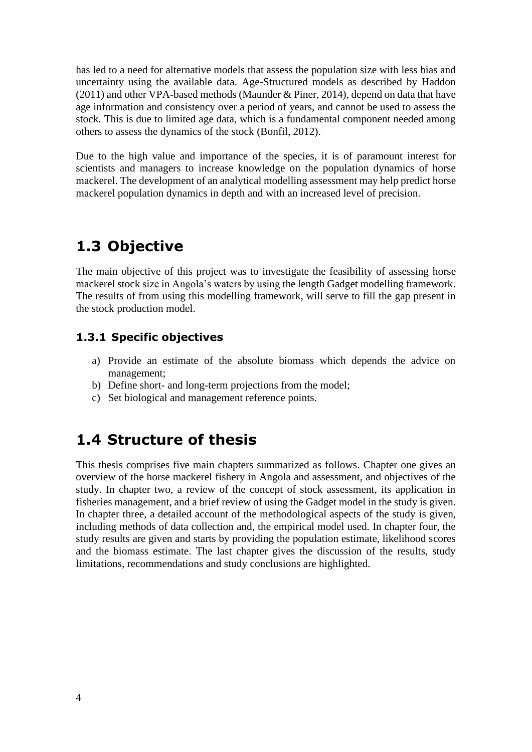has led to a need for alternative models that assess the population size with less bias and uncertainty using the available data. Age-Structured models as described by Haddon (2011) and other VPA-based methods (Maunder & Piner, 2014), depend on data that have age information and consistency over a period of years, and cannot be used to assess the stock. This is due to limited age data, which is a fundamental component needed among others to assess the dynamics of the stock (Bonfil, 2012).

Due to the high value and importance of the species, it is of paramount interest for scientists and managers to increase knowledge on the population dynamics of horse mackerel. The development of an analytical modelling assessment may help predict horse mackerel population dynamics in depth and with an increased level of precision.

## 1.3 Objective

The main objective of this project was to investigate the feasibility of assessing horse mackerel stock size in Angola's waters by using the length Gadget modelling framework. The results of from using this modelling framework, will serve to fill the gap present in the stock production model.

### 1.3.1 Specific objectives

a) Provide an estimate of the absolute biomass which depends the advice on management;
b) Define short- and long-term projections from the model;
c) Set biological and management reference points.

## 1.4 Structure of thesis

This thesis comprises five main chapters summarized as follows. Chapter one gives an overview of the horse mackerel fishery in Angola and assessment, and objectives of the study. In chapter two, a review of the concept of stock assessment, its application in fisheries management, and a brief review of using the Gadget model in the study is given. In chapter three, a detailed account of the methodological aspects of the study is given, including methods of data collection and, the empirical model used. In chapter four, the study results are given and starts by providing the population estimate, likelihood scores and the biomass estimate. The last chapter gives the discussion of the results, study limitations, recommendations and study conclusions are highlighted.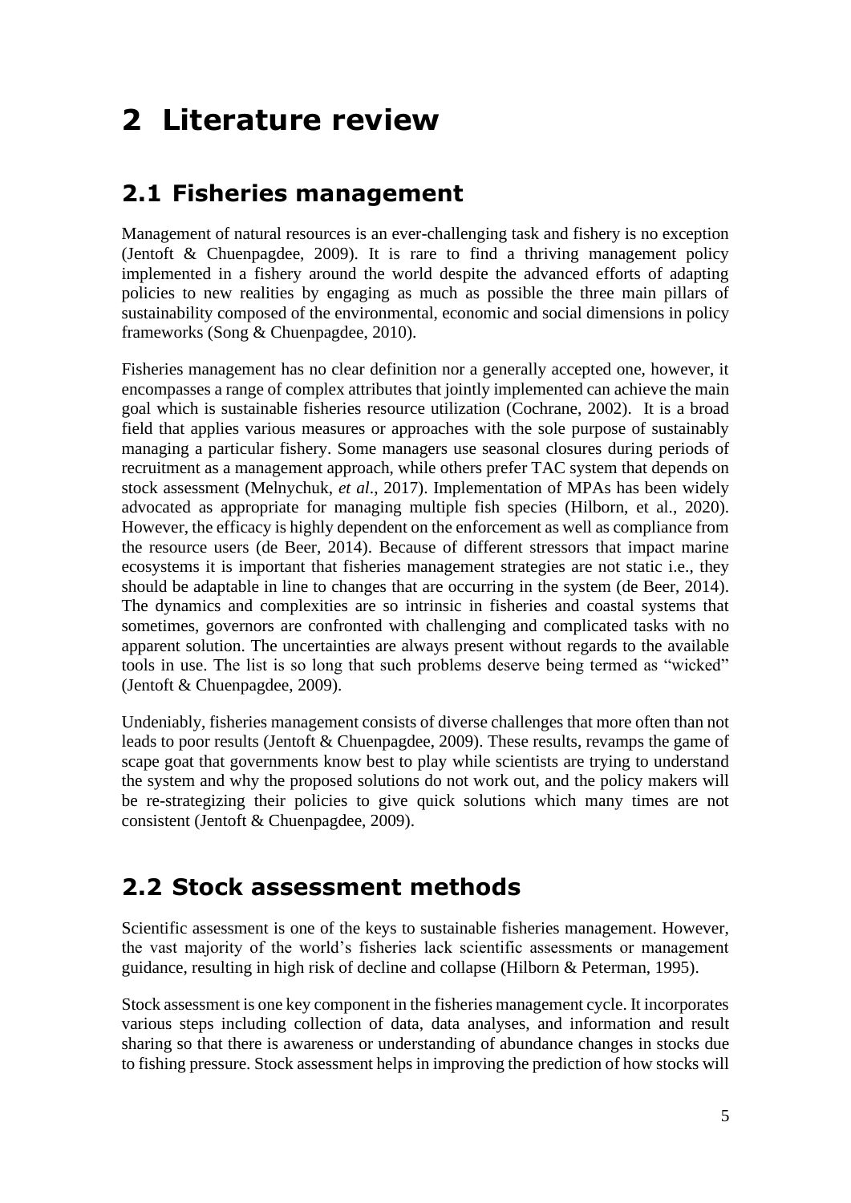# 2 Literature review

## 2.1 Fisheries management

Management of natural resources is an ever-challenging task and fishery is no exception (Jentoft & Chuenpagdee, 2009). It is rare to find a thriving management policy implemented in a fishery around the world despite the advanced efforts of adapting policies to new realities by engaging as much as possible the three main pillars of sustainability composed of the environmental, economic and social dimensions in policy frameworks (Song & Chuenpagdee, 2010).

Fisheries management has no clear definition nor a generally accepted one, however, it encompasses a range of complex attributes that jointly implemented can achieve the main goal which is sustainable fisheries resource utilization (Cochrane, 2002). It is a broad field that applies various measures or approaches with the sole purpose of sustainably managing a particular fishery. Some managers use seasonal closures during periods of recruitment as a management approach, while others prefer TAC system that depends on stock assessment (Melnychuk, *et al*., 2017). Implementation of MPAs has been widely advocated as appropriate for managing multiple fish species (Hilborn, et al., 2020). However, the efficacy is highly dependent on the enforcement as well as compliance from the resource users (de Beer, 2014). Because of different stressors that impact marine ecosystems it is important that fisheries management strategies are not static i.e., they should be adaptable in line to changes that are occurring in the system (de Beer, 2014). The dynamics and complexities are so intrinsic in fisheries and coastal systems that sometimes, governors are confronted with challenging and complicated tasks with no apparent solution. The uncertainties are always present without regards to the available tools in use. The list is so long that such problems deserve being termed as "wicked" (Jentoft & Chuenpagdee, 2009).

Undeniably, fisheries management consists of diverse challenges that more often than not leads to poor results (Jentoft & Chuenpagdee, 2009). These results, revamps the game of scape goat that governments know best to play while scientists are trying to understand the system and why the proposed solutions do not work out, and the policy makers will be re-strategizing their policies to give quick solutions which many times are not consistent (Jentoft & Chuenpagdee, 2009).

## 2.2 Stock assessment methods

Scientific assessment is one of the keys to sustainable fisheries management. However, the vast majority of the world's fisheries lack scientific assessments or management guidance, resulting in high risk of decline and collapse (Hilborn & Peterman, 1995).

Stock assessment is one key component in the fisheries management cycle. It incorporates various steps including collection of data, data analyses, and information and result sharing so that there is awareness or understanding of abundance changes in stocks due to fishing pressure. Stock assessment helps in improving the prediction of how stocks will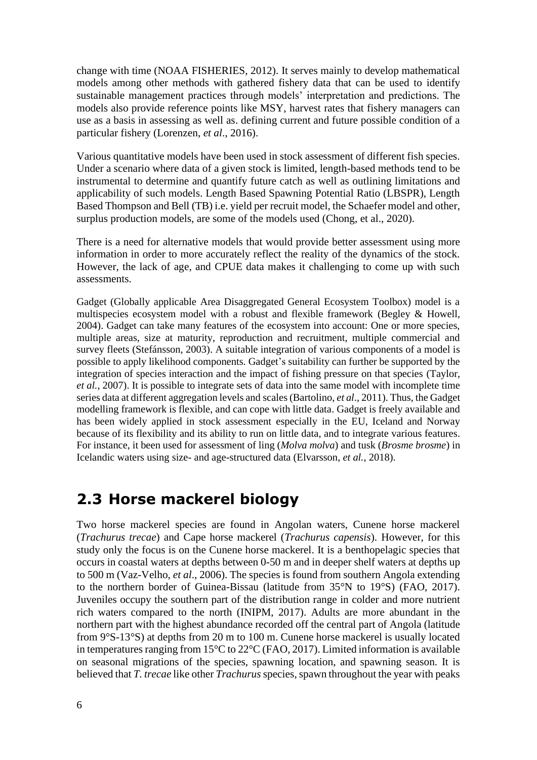change with time (NOAA FISHERIES, 2012). It serves mainly to develop mathematical models among other methods with gathered fishery data that can be used to identify sustainable management practices through models' interpretation and predictions. The models also provide reference points like MSY, harvest rates that fishery managers can use as a basis in assessing as well as. defining current and future possible condition of a particular fishery (Lorenzen, *et al*., 2016).

Various quantitative models have been used in stock assessment of different fish species. Under a scenario where data of a given stock is limited, length-based methods tend to be instrumental to determine and quantify future catch as well as outlining limitations and applicability of such models. Length Based Spawning Potential Ratio (LBSPR), Length Based Thompson and Bell (TB) i.e. yield per recruit model, the Schaefer model and other, surplus production models, are some of the models used (Chong, et al., 2020).

There is a need for alternative models that would provide better assessment using more information in order to more accurately reflect the reality of the dynamics of the stock. However, the lack of age, and CPUE data makes it challenging to come up with such assessments.

Gadget (Globally applicable Area Disaggregated General Ecosystem Toolbox) model is a multispecies ecosystem model with a robust and flexible framework (Begley & Howell, 2004). Gadget can take many features of the ecosystem into account: One or more species, multiple areas, size at maturity, reproduction and recruitment, multiple commercial and survey fleets (Stefánsson, 2003). A suitable integration of various components of a model is possible to apply likelihood components. Gadget's suitability can further be supported by the integration of species interaction and the impact of fishing pressure on that species (Taylor, *et al.*, 2007). It is possible to integrate sets of data into the same model with incomplete time series data at different aggregation levels and scales (Bartolino, *et al*., 2011). Thus, the Gadget modelling framework is flexible, and can cope with little data. Gadget is freely available and has been widely applied in stock assessment especially in the EU, Iceland and Norway because of its flexibility and its ability to run on little data, and to integrate various features. For instance, it been used for assessment of ling (*Molva molva*) and tusk (*Brosme brosme*) in Icelandic waters using size- and age-structured data (Elvarsson, *et al.*, 2018).

## 2.3 Horse mackerel biology

Two horse mackerel species are found in Angolan waters, Cunene horse mackerel (*Trachurus trecae*) and Cape horse mackerel (*Trachurus capensis*). However, for this study only the focus is on the Cunene horse mackerel. It is a benthopelagic species that occurs in coastal waters at depths between 0-50 m and in deeper shelf waters at depths up to 500 m (Vaz-Velho, *et al*., 2006). The species is found from southern Angola extending to the northern border of Guinea-Bissau (latitude from 35°N to 19°S) (FAO, 2017). Juveniles occupy the southern part of the distribution range in colder and more nutrient rich waters compared to the north (INIPM, 2017). Adults are more abundant in the northern part with the highest abundance recorded off the central part of Angola (latitude from 9°S-13°S) at depths from 20 m to 100 m. Cunene horse mackerel is usually located in temperatures ranging from 15°C to 22°C (FAO, 2017). Limited information is available on seasonal migrations of the species, spawning location, and spawning season. It is believed that *T. trecae* like other *Trachurus* species, spawn throughout the year with peaks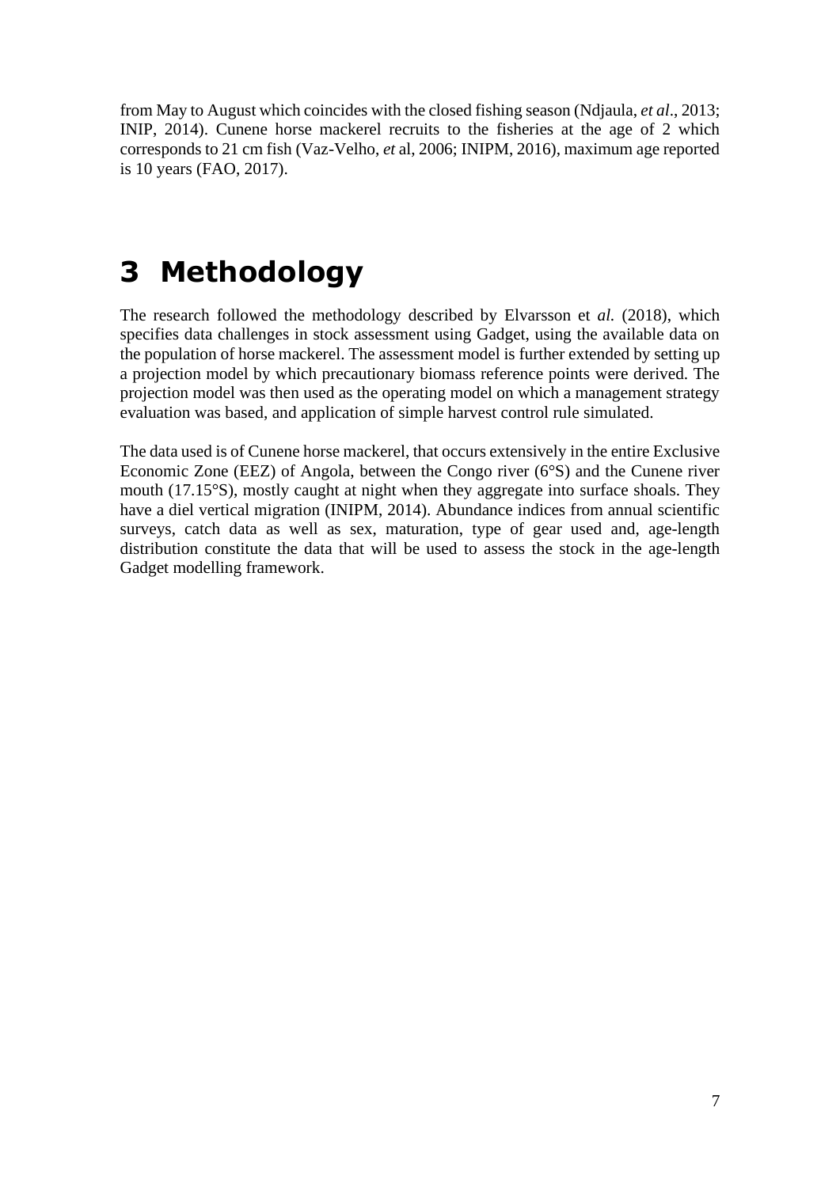from May to August which coincides with the closed fishing season (Ndjaula, *et al*., 2013; INIP, 2014). Cunene horse mackerel recruits to the fisheries at the age of 2 which corresponds to 21 cm fish (Vaz-Velho, *et* al, 2006; INIPM, 2016), maximum age reported is 10 years (FAO, 2017).

# 3 Methodology

The research followed the methodology described by Elvarsson et *al.* (2018), which specifies data challenges in stock assessment using Gadget, using the available data on the population of horse mackerel. The assessment model is further extended by setting up a projection model by which precautionary biomass reference points were derived. The projection model was then used as the operating model on which a management strategy evaluation was based, and application of simple harvest control rule simulated.

The data used is of Cunene horse mackerel, that occurs extensively in the entire Exclusive Economic Zone (EEZ) of Angola, between the Congo river (6°S) and the Cunene river mouth (17.15°S), mostly caught at night when they aggregate into surface shoals. They have a diel vertical migration (INIPM, 2014). Abundance indices from annual scientific surveys, catch data as well as sex, maturation, type of gear used and, age-length distribution constitute the data that will be used to assess the stock in the age-length Gadget modelling framework.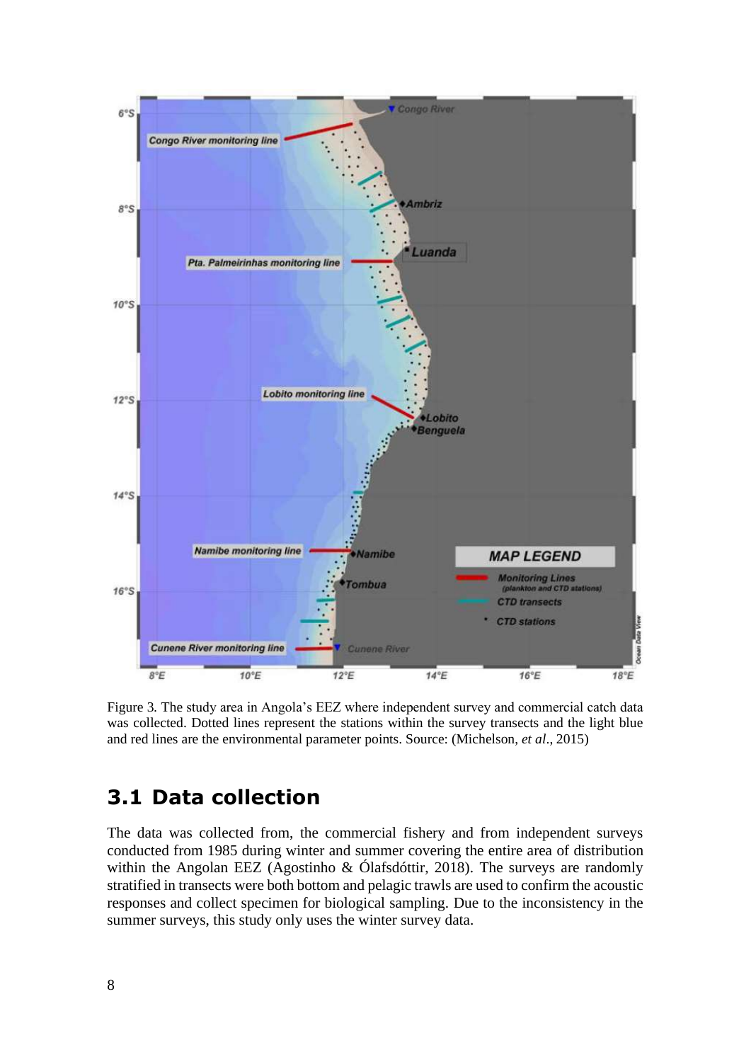Figure 3. The study area in Angola's EEZ where independent survey and commercial catch data was collected. Dotted lines represent the stations within the survey transects and the light blue and red lines are the environmental parameter points. Source: (Michelson, *et al*., 2015)

## 3.1 Data collection

The data was collected from, the commercial fishery and from independent surveys conducted from 1985 during winter and summer covering the entire area of distribution within the Angolan EEZ (Agostinho & Ólafsdóttir, 2018). The surveys are randomly stratified in transects were both bottom and pelagic trawls are used to confirm the acoustic responses and collect specimen for biological sampling. Due to the inconsistency in the summer surveys, this study only uses the winter survey data.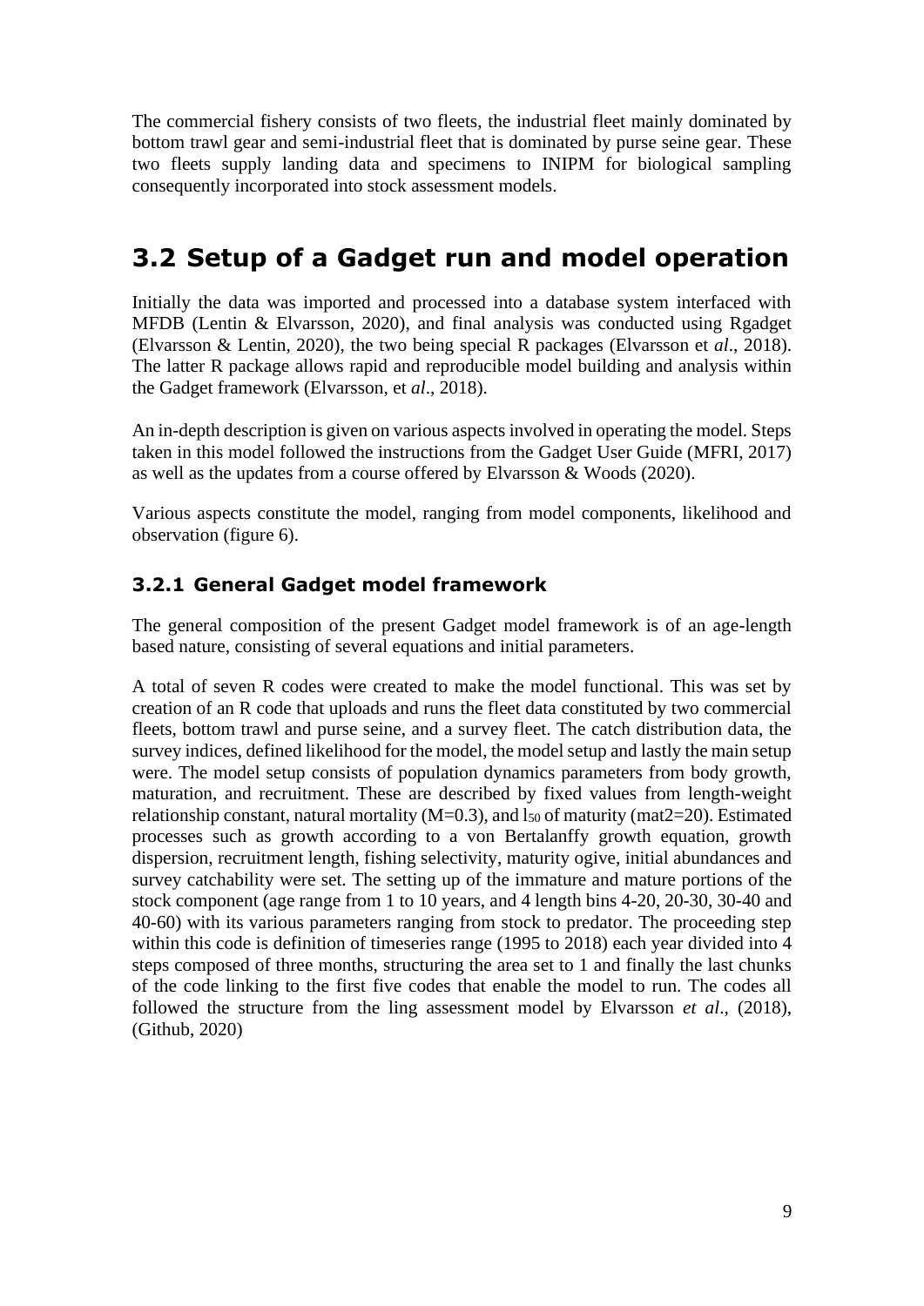The commercial fishery consists of two fleets, the industrial fleet mainly dominated by bottom trawl gear and semi-industrial fleet that is dominated by purse seine gear. These two fleets supply landing data and specimens to INIPM for biological sampling consequently incorporated into stock assessment models.

## 3.2 Setup of a Gadget run and model operation

Initially the data was imported and processed into a database system interfaced with MFDB (Lentin & Elvarsson, 2020), and final analysis was conducted using Rgadget (Elvarsson & Lentin, 2020), the two being special R packages (Elvarsson et *al*., 2018). The latter R package allows rapid and reproducible model building and analysis within the Gadget framework (Elvarsson, et *al*., 2018).

An in-depth description is given on various aspects involved in operating the model. Steps taken in this model followed the instructions from the Gadget User Guide (MFRI, 2017) as well as the updates from a course offered by Elvarsson & Woods (2020).

Various aspects constitute the model, ranging from model components, likelihood and observation (figure 6).

### 3.2.1 General Gadget model framework

The general composition of the present Gadget model framework is of an age-length based nature, consisting of several equations and initial parameters.

A total of seven R codes were created to make the model functional. This was set by creation of an R code that uploads and runs the fleet data constituted by two commercial fleets, bottom trawl and purse seine, and a survey fleet. The catch distribution data, the survey indices, defined likelihood for the model, the model setup and lastly the main setup were. The model setup consists of population dynamics parameters from body growth, maturation, and recruitment. These are described by fixed values from length-weight relationship constant, natural mortality (M=0.3), and $l_{50}$ of maturity (mat2=20). Estimated processes such as growth according to a von Bertalanffy growth equation, growth dispersion, recruitment length, fishing selectivity, maturity ogive, initial abundances and survey catchability were set. The setting up of the immature and mature portions of the stock component (age range from 1 to 10 years, and 4 length bins 4-20, 20-30, 30-40 and 40-60) with its various parameters ranging from stock to predator. The proceeding step within this code is definition of timeseries range (1995 to 2018) each year divided into 4 steps composed of three months, structuring the area set to 1 and finally the last chunks of the code linking to the first five codes that enable the model to run. The codes all followed the structure from the ling assessment model by Elvarsson *et al*., (2018), (Github, 2020)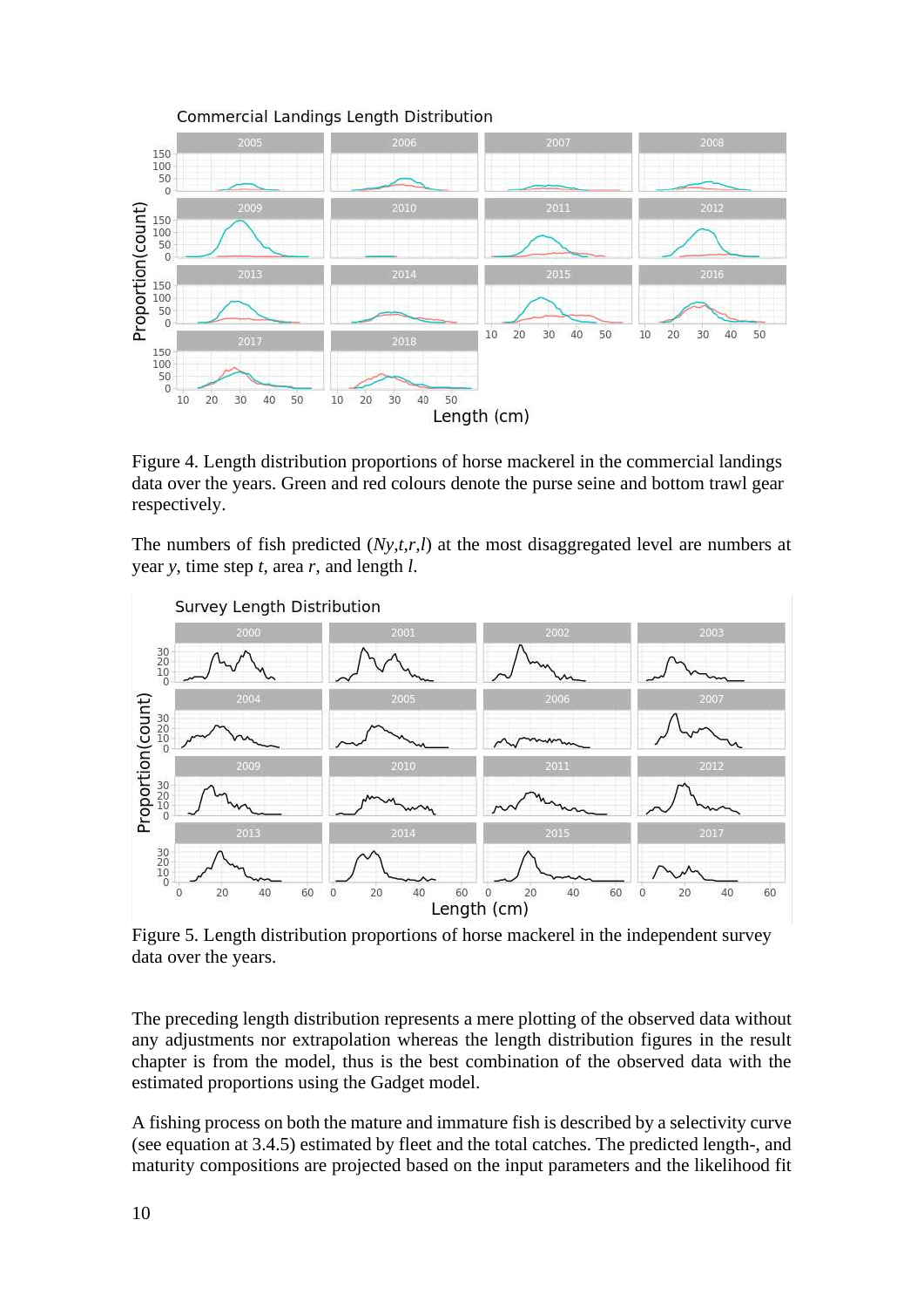Figure 4. Length distribution proportions of horse mackerel in the commercial landings data over the years. Green and red colours denote the purse seine and bottom trawl gear respectively.

The numbers of fish predicted ($Ny,t,r,l$) at the most disaggregated level are numbers at year $y$, time step $t$, area $r$, and length $l$.

Figure 5. Length distribution proportions of horse mackerel in the independent survey data over the years.

The preceding length distribution represents a mere plotting of the observed data without any adjustments nor extrapolation whereas the length distribution figures in the result chapter is from the model, thus is the best combination of the observed data with the estimated proportions using the Gadget model.

A fishing process on both the mature and immature fish is described by a selectivity curve (see equation at 3.4.5) estimated by fleet and the total catches. The predicted length-, and maturity compositions are projected based on the input parameters and the likelihood fit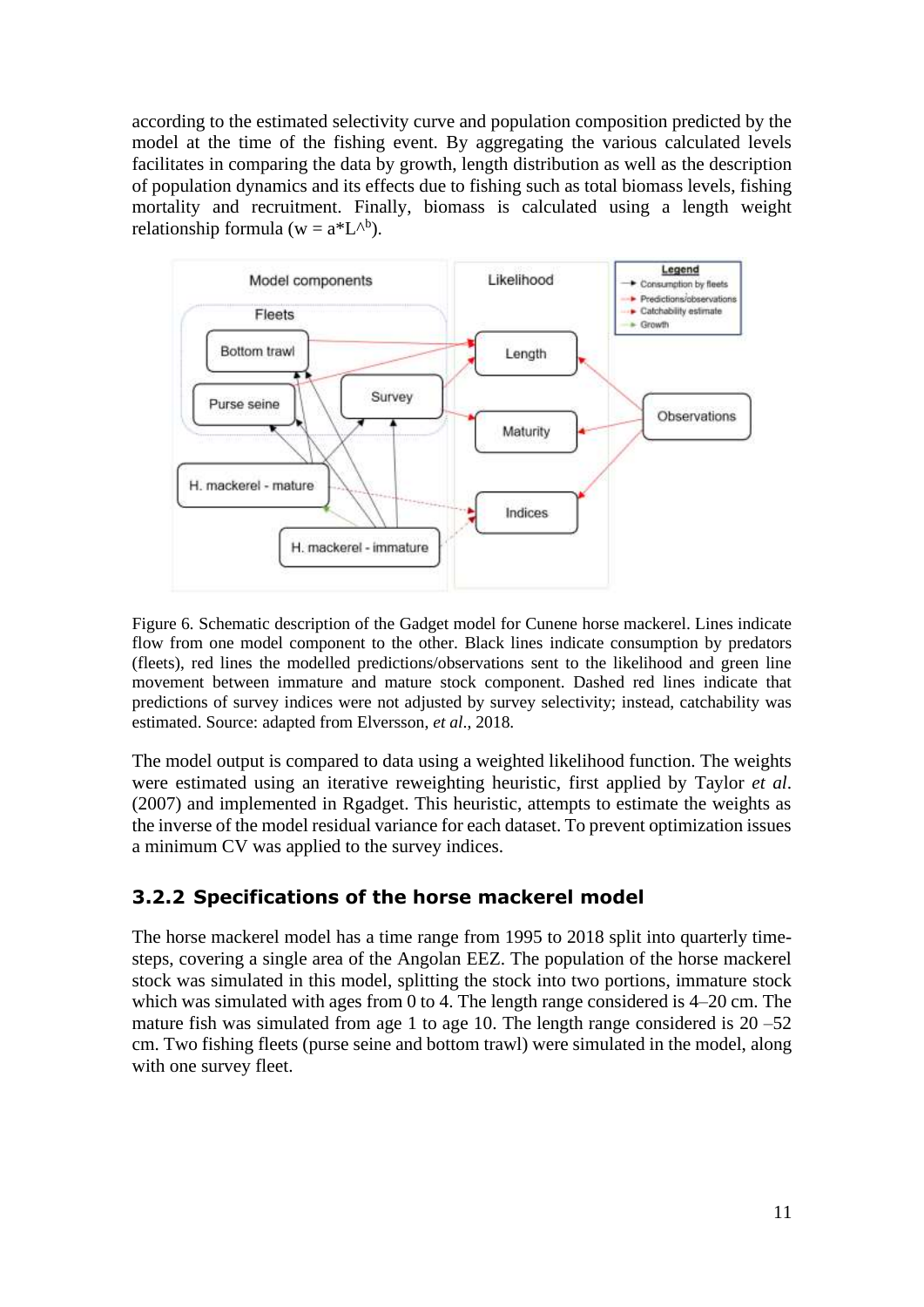according to the estimated selectivity curve and population composition predicted by the model at the time of the fishing event. By aggregating the various calculated levels facilitates in comparing the data by growth, length distribution as well as the description of population dynamics and its effects due to fishing such as total biomass levels, fishing mortality and recruitment. Finally, biomass is calculated using a length weight relationship formula ($w = a*L^{b}$).

Figure 6. Schematic description of the Gadget model for Cunene horse mackerel. Lines indicate flow from one model component to the other. Black lines indicate consumption by predators (fleets), red lines the modelled predictions/observations sent to the likelihood and green line movement between immature and mature stock component. Dashed red lines indicate that predictions of survey indices were not adjusted by survey selectivity; instead, catchability was estimated. Source: adapted from Elversson, *et al*., 2018.

The model output is compared to data using a weighted likelihood function. The weights were estimated using an iterative reweighting heuristic, first applied by Taylor *et al*. (2007) and implemented in Rgadget. This heuristic, attempts to estimate the weights as the inverse of the model residual variance for each dataset. To prevent optimization issues a minimum CV was applied to the survey indices.

### 3.2.2 Specifications of the horse mackerel model

The horse mackerel model has a time range from 1995 to 2018 split into quarterly time-steps, covering a single area of the Angolan EEZ. The population of the horse mackerel stock was simulated in this model, splitting the stock into two portions, immature stock which was simulated with ages from 0 to 4. The length range considered is 4–20 cm. The mature fish was simulated from age 1 to age 10. The length range considered is 20 –52 cm. Two fishing fleets (purse seine and bottom trawl) were simulated in the model, along with one survey fleet.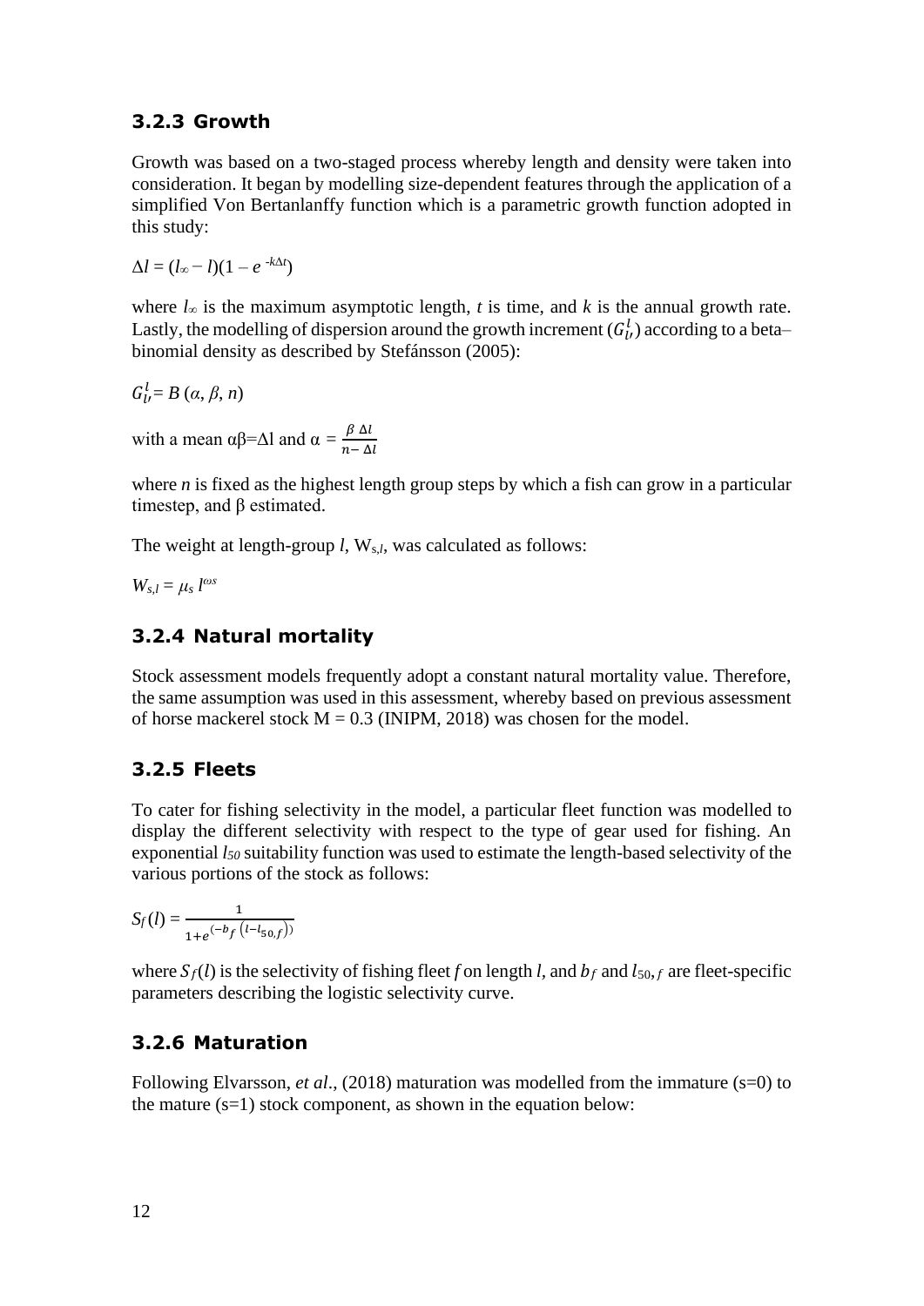### 3.2.3 Growth

Growth was based on a two-staged process whereby length and density were taken into consideration. It began by modelling size-dependent features through the application of a simplified Von Bertanlanffy function which is a parametric growth function adopted in this study:

$$\Delta l = (l_\infty - l)(1 - e^{-k\Delta t})$$

where $l_\infty$ is the maximum asymptotic length, $t$ is time, and $k$ is the annual growth rate. Lastly, the modelling of dispersion around the growth increment ($G_{l'}^{l}$) according to a beta–binomial density as described by Stefánsson (2005):

$$G_{l'}^{l} = B(\alpha, \beta, n)$$

with a mean αβ=Δl and $\alpha = \frac{\beta\,\Delta l}{n - \Delta l}$

where $n$ is fixed as the highest length group steps by which a fish can grow in a particular timestep, and β estimated.

The weight at length-group $l$, $W_{s,l}$, was calculated as follows:

$$W_{s,l} = \mu_s\, l^{\omega s}$$

### 3.2.4 Natural mortality

Stock assessment models frequently adopt a constant natural mortality value. Therefore, the same assumption was used in this assessment, whereby based on previous assessment of horse mackerel stock $M = 0.3$ (INIPM, 2018) was chosen for the model.

### 3.2.5 Fleets

To cater for fishing selectivity in the model, a particular fleet function was modelled to display the different selectivity with respect to the type of gear used for fishing. An exponential $l_{50}$ suitability function was used to estimate the length-based selectivity of the various portions of the stock as follows:

$$S_f(l) = \frac{1}{1 + e^{(-b_f\,(l - l_{50,f}))}}$$

where $S_f(l)$ is the selectivity of fishing fleet $f$ on length $l$, and $b_f$ and $l_{50,f}$ are fleet-specific parameters describing the logistic selectivity curve.

### 3.2.6 Maturation

Following Elvarsson, *et al*., (2018) maturation was modelled from the immature (s=0) to the mature (s=1) stock component, as shown in the equation below: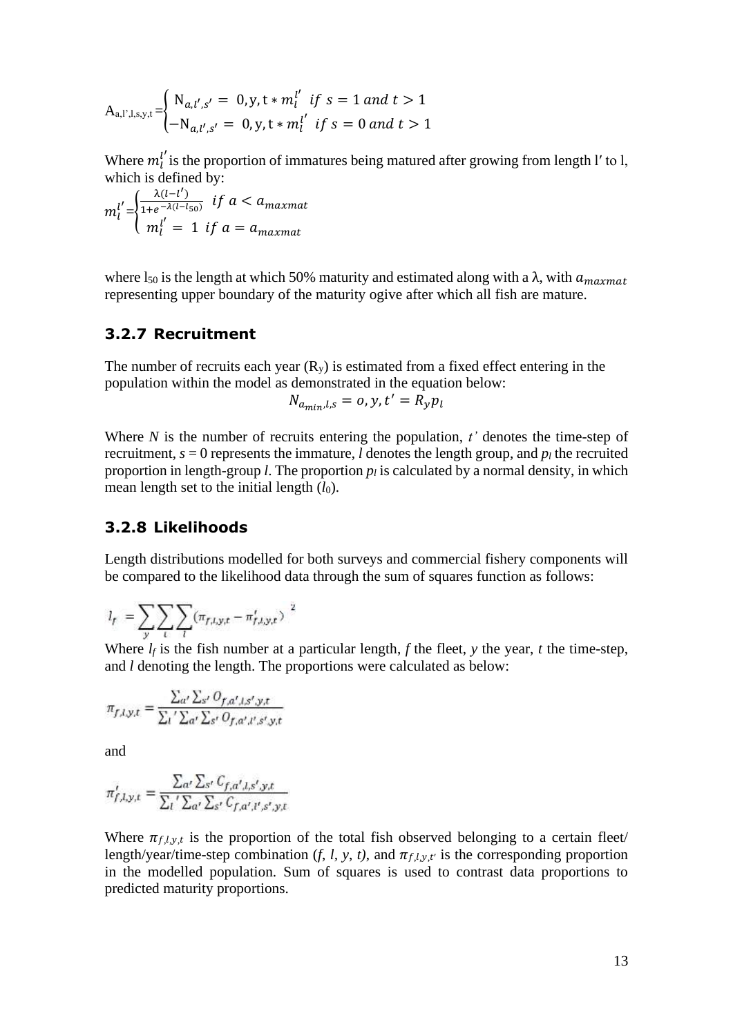$$A_{a,l',l,s,y,t} = \begin{cases} N_{a,l',s'} = 0, y, t * m_l^{l'} & if\ s = 1\ and\ t > 1 \\ -N_{a,l',s'} = 0, y, t * m_l^{l'} & if\ s = 0\ and\ t > 1 \end{cases}$$

Where $m_l^{l'}$ is the proportion of immatures being matured after growing from length l′ to l, which is defined by:

$$m_l^{l'} = \begin{cases} \frac{\lambda(l-l')}{1+e^{-\lambda(l-l_{50})}} & if\ a < a_{maxmat} \\ m_l^{l'} = 1 & if\ a = a_{maxmat} \end{cases}$$

where $l_{50}$ is the length at which 50% maturity and estimated along with a λ, with $a_{maxmat}$ representing upper boundary of the maturity ogive after which all fish are mature.

### 3.2.7 Recruitment

The number of recruits each year ($R_y$) is estimated from a fixed effect entering in the population within the model as demonstrated in the equation below:

$$N_{a_{min},l,s} = o, y, t' = R_y p_l$$

Where *N* is the number of recruits entering the population, *t'* denotes the time-step of recruitment, *s* = 0 represents the immature, *l* denotes the length group, and $p_l$ the recruited proportion in length-group *l*. The proportion $p_l$ is calculated by a normal density, in which mean length set to the initial length ($l_0$).

### 3.2.8 Likelihoods

Length distributions modelled for both surveys and commercial fishery components will be compared to the likelihood data through the sum of squares function as follows:

$$l_f = \sum_y \sum_t \sum_l (\pi_{f,l,y,t} - \pi'_{f,l,y,t})^2$$

Where $l_f$ is the fish number at a particular length, *f* the fleet, *y* the year, *t* the time-step, and *l* denoting the length. The proportions were calculated as below:

$$\pi_{f,l,y,t} = \frac{\sum_{a'} \sum_{s'} O_{f,a',l,s',y,t}}{\sum_{l'} \sum_{a'} \sum_{s'} O_{f,a',l',s',y,t}}$$

and

$$\pi'_{f,l,y,t} = \frac{\sum_{a'} \sum_{s'} C_{f,a',l,s',y,t}}{\sum_{l'} \sum_{a'} \sum_{s'} C_{f,a',l',s',y,t}}$$

Where $\pi_{f,l,y,t}$ is the proportion of the total fish observed belonging to a certain fleet/ length/year/time-step combination (*f*, *l*, *y*, *t*), and $\pi_{f,l,y,t'}$ is the corresponding proportion in the modelled population. Sum of squares is used to contrast data proportions to predicted maturity proportions.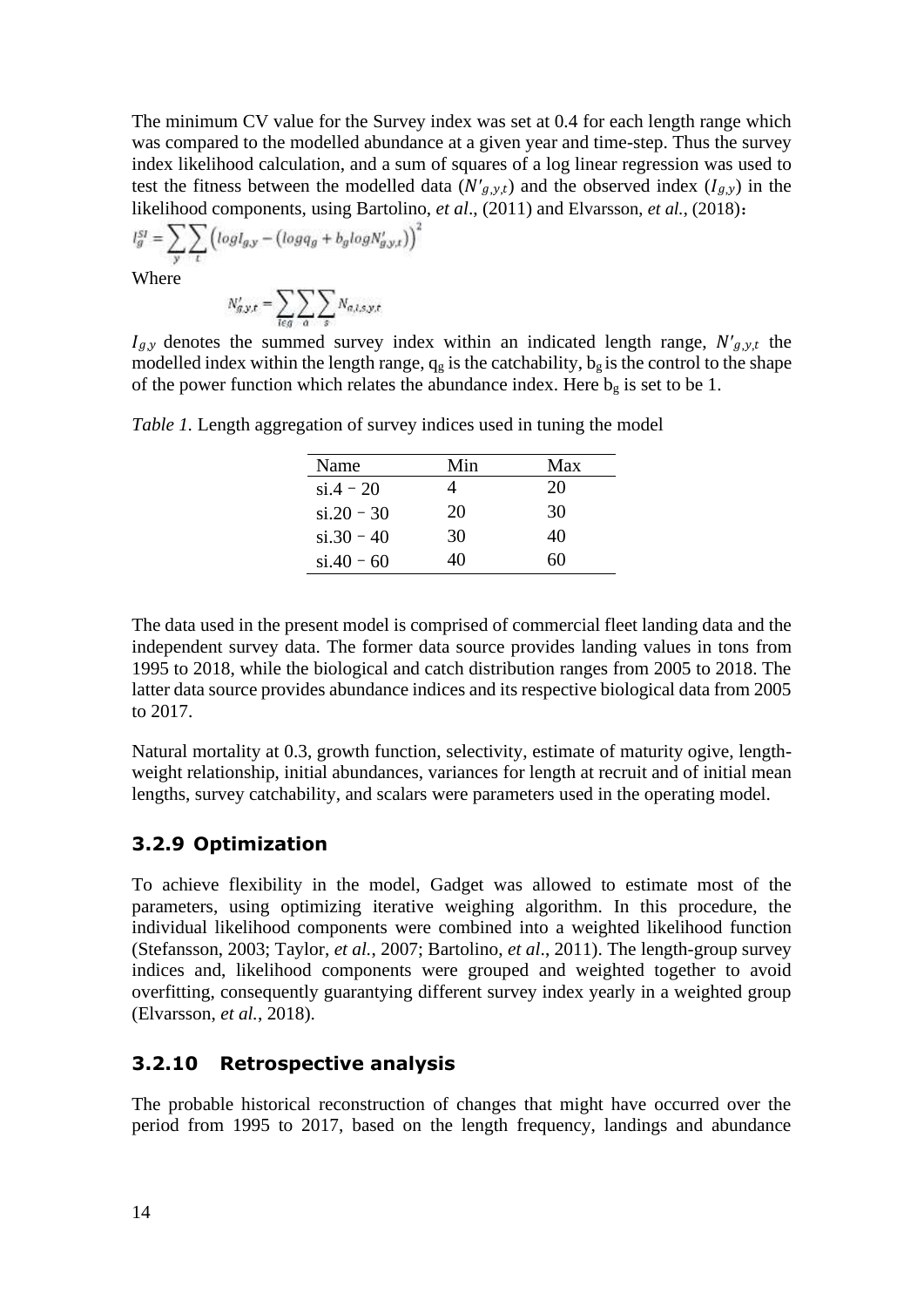The minimum CV value for the Survey index was set at 0.4 for each length range which was compared to the modelled abundance at a given year and time-step. Thus the survey index likelihood calculation, and a sum of squares of a log linear regression was used to test the fitness between the modelled data ($N'_{g,y,t}$) and the observed index ($I_{g,y}$) in the likelihood components, using Bartolino, *et al*., (2011) and Elvarsson, *et al.*, (2018):

$$l_g^{SI} = \sum_y \sum_t \left( logI_{g,y} - \left( logq_g + b_g logN'_{g,y,t} \right) \right)^2$$

Where

$$N'_{g,y,t} = \sum_{l \in g} \sum_a \sum_s N_{a,l,s,y,t}$$

$I_{g,y}$ denotes the summed survey index within an indicated length range, $N'_{g,y,t}$ the modelled index within the length range, $q_g$ is the catchability, $b_g$ is the control to the shape of the power function which relates the abundance index. Here $b_g$ is set to be 1.

*Table 1.* Length aggregation of survey indices used in tuning the model

| Name | Min | Max |
|---|---|---|
| si.4 – 20 | 4 | 20 |
| si.20 – 30 | 20 | 30 |
| si.30 – 40 | 30 | 40 |
| si.40 – 60 | 40 | 60 |

The data used in the present model is comprised of commercial fleet landing data and the independent survey data. The former data source provides landing values in tons from 1995 to 2018, while the biological and catch distribution ranges from 2005 to 2018. The latter data source provides abundance indices and its respective biological data from 2005 to 2017.

Natural mortality at 0.3, growth function, selectivity, estimate of maturity ogive, length-weight relationship, initial abundances, variances for length at recruit and of initial mean lengths, survey catchability, and scalars were parameters used in the operating model.

### 3.2.9 Optimization

To achieve flexibility in the model, Gadget was allowed to estimate most of the parameters, using optimizing iterative weighing algorithm. In this procedure, the individual likelihood components were combined into a weighted likelihood function (Stefansson, 2003; Taylor, *et al.*, 2007; Bartolino, *et al*., 2011). The length-group survey indices and, likelihood components were grouped and weighted together to avoid overfitting, consequently guarantying different survey index yearly in a weighted group (Elvarsson, *et al.*, 2018).

### 3.2.10 Retrospective analysis

The probable historical reconstruction of changes that might have occurred over the period from 1995 to 2017, based on the length frequency, landings and abundance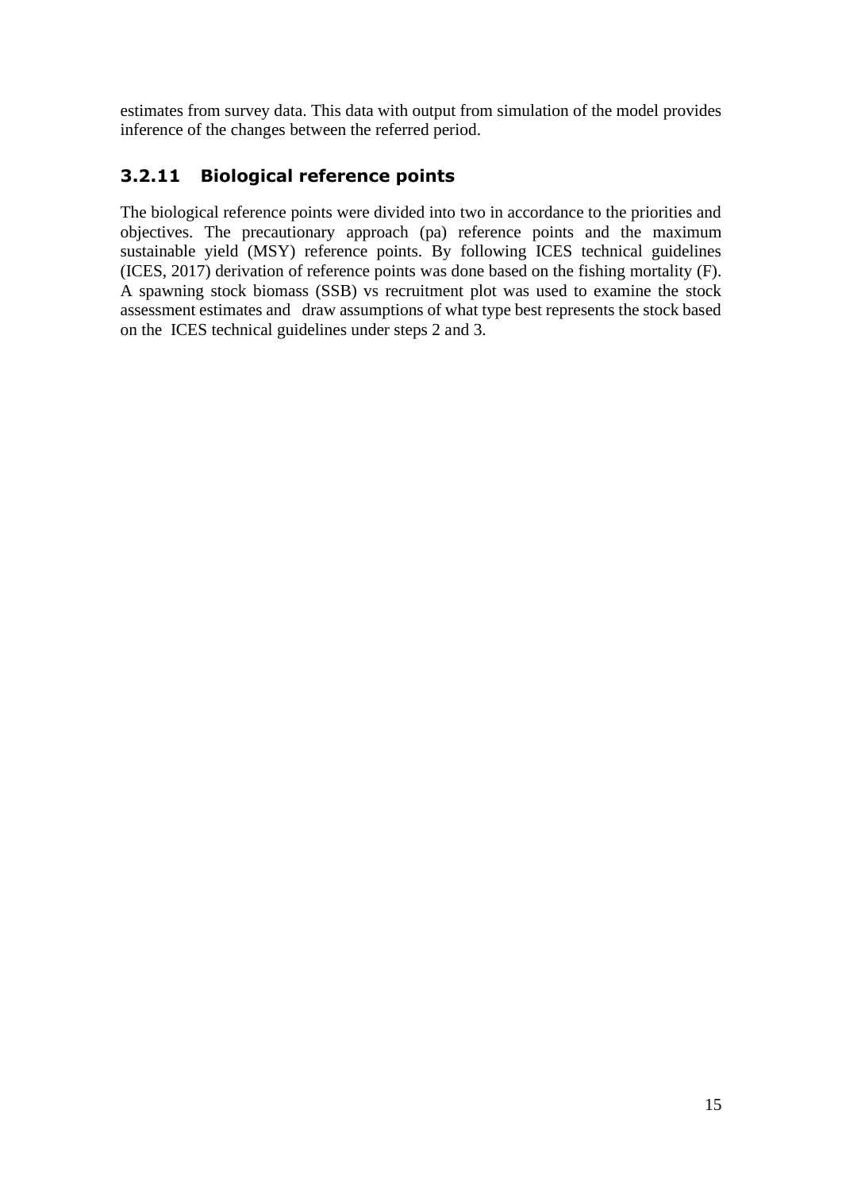estimates from survey data. This data with output from simulation of the model provides inference of the changes between the referred period.

### 3.2.11 Biological reference points

The biological reference points were divided into two in accordance to the priorities and objectives. The precautionary approach (pa) reference points and the maximum sustainable yield (MSY) reference points. By following ICES technical guidelines (ICES, 2017) derivation of reference points was done based on the fishing mortality (F). A spawning stock biomass (SSB) vs recruitment plot was used to examine the stock assessment estimates and draw assumptions of what type best represents the stock based on the ICES technical guidelines under steps 2 and 3.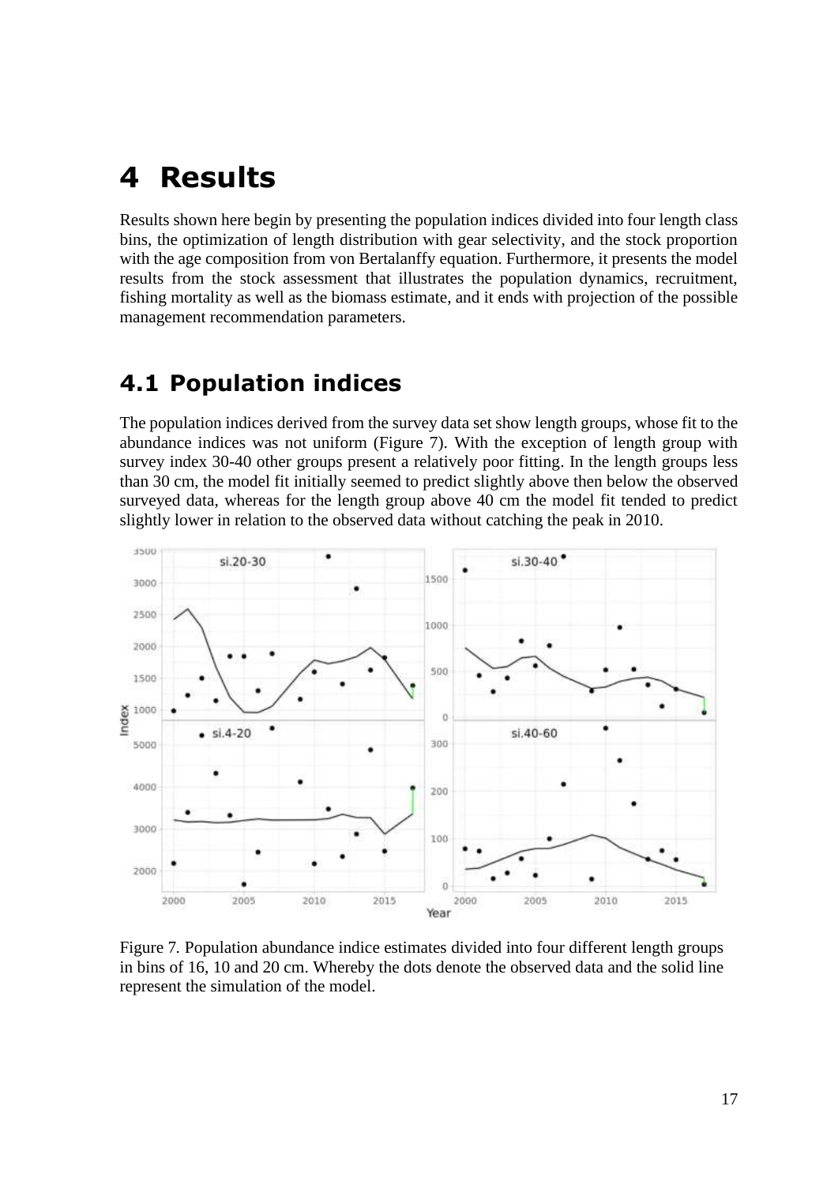# 4 Results

Results shown here begin by presenting the population indices divided into four length class bins, the optimization of length distribution with gear selectivity, and the stock proportion with the age composition from von Bertalanffy equation. Furthermore, it presents the model results from the stock assessment that illustrates the population dynamics, recruitment, fishing mortality as well as the biomass estimate, and it ends with projection of the possible management recommendation parameters.

## 4.1 Population indices

The population indices derived from the survey data set show length groups, whose fit to the abundance indices was not uniform (Figure 7). With the exception of length group with survey index 30-40 other groups present a relatively poor fitting. In the length groups less than 30 cm, the model fit initially seemed to predict slightly above then below the observed surveyed data, whereas for the length group above 40 cm the model fit tended to predict slightly lower in relation to the observed data without catching the peak in 2010.

Figure 7. Population abundance indice estimates divided into four different length groups in bins of 16, 10 and 20 cm. Whereby the dots denote the observed data and the solid line represent the simulation of the model.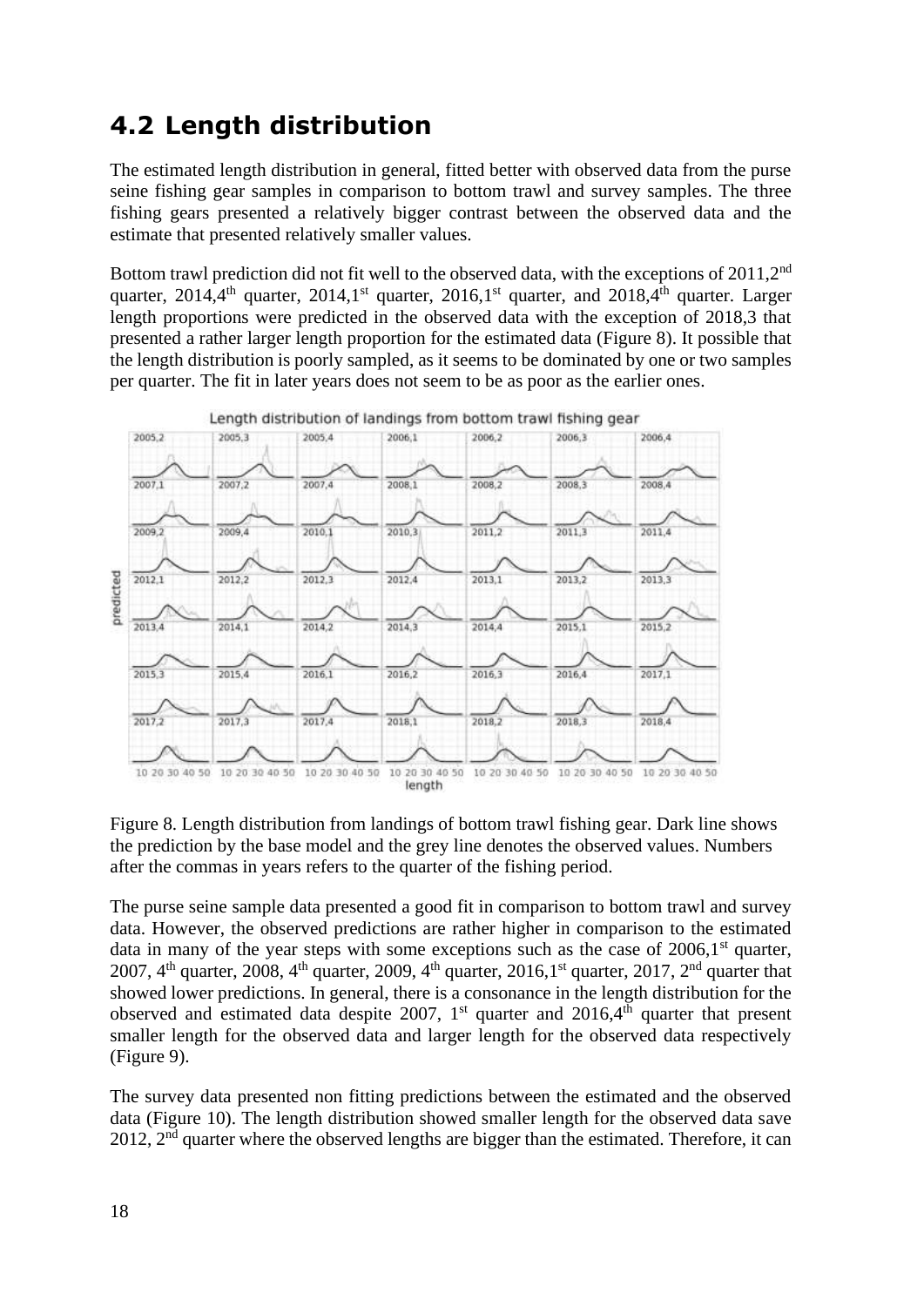## 4.2 Length distribution

The estimated length distribution in general, fitted better with observed data from the purse seine fishing gear samples in comparison to bottom trawl and survey samples. The three fishing gears presented a relatively bigger contrast between the observed data and the estimate that presented relatively smaller values.

Bottom trawl prediction did not fit well to the observed data, with the exceptions of 2011,2nd quarter, 2014,4th quarter, 2014,1st quarter, 2016,1st quarter, and 2018,4th quarter. Larger length proportions were predicted in the observed data with the exception of 2018,3 that presented a rather larger length proportion for the estimated data (Figure 8). It possible that the length distribution is poorly sampled, as it seems to be dominated by one or two samples per quarter. The fit in later years does not seem to be as poor as the earlier ones.

Figure 8. Length distribution from landings of bottom trawl fishing gear. Dark line shows the prediction by the base model and the grey line denotes the observed values. Numbers after the commas in years refers to the quarter of the fishing period.

The purse seine sample data presented a good fit in comparison to bottom trawl and survey data. However, the observed predictions are rather higher in comparison to the estimated data in many of the year steps with some exceptions such as the case of 2006,1st quarter, 2007, 4th quarter, 2008, 4th quarter, 2009, 4th quarter, 2016,1st quarter, 2017, 2nd quarter that showed lower predictions. In general, there is a consonance in the length distribution for the observed and estimated data despite 2007, 1st quarter and 2016,4th quarter that present smaller length for the observed data and larger length for the observed data respectively (Figure 9).

The survey data presented non fitting predictions between the estimated and the observed data (Figure 10). The length distribution showed smaller length for the observed data save 2012, 2nd quarter where the observed lengths are bigger than the estimated. Therefore, it can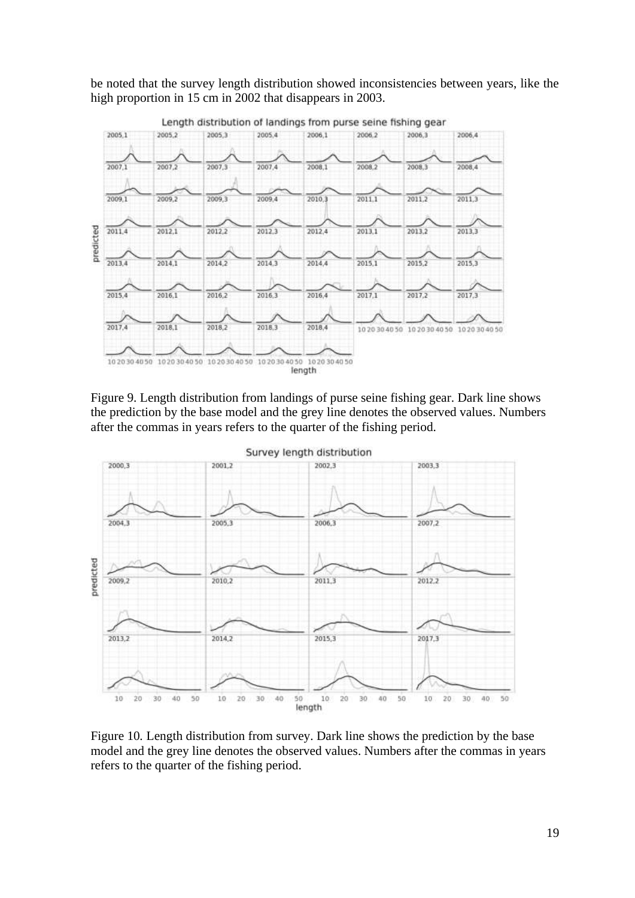be noted that the survey length distribution showed inconsistencies between years, like the high proportion in 15 cm in 2002 that disappears in 2003.

Figure 9. Length distribution from landings of purse seine fishing gear. Dark line shows the prediction by the base model and the grey line denotes the observed values. Numbers after the commas in years refers to the quarter of the fishing period.

Figure 10. Length distribution from survey. Dark line shows the prediction by the base model and the grey line denotes the observed values. Numbers after the commas in years refers to the quarter of the fishing period.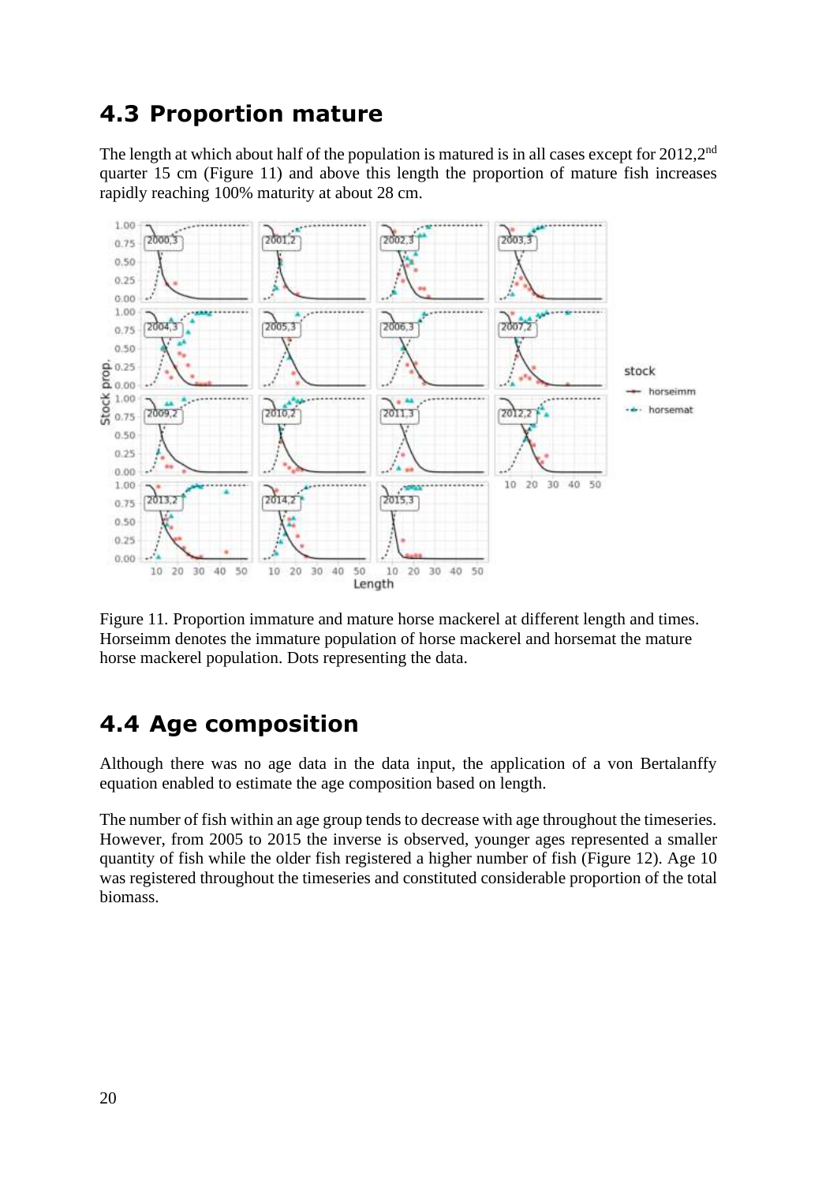## 4.3 Proportion mature

The length at which about half of the population is matured is in all cases except for 2012,2[nd] quarter 15 cm (Figure 11) and above this length the proportion of mature fish increases rapidly reaching 100% maturity at about 28 cm.

Figure 11. Proportion immature and mature horse mackerel at different length and times. Horseimm denotes the immature population of horse mackerel and horsemat the mature horse mackerel population. Dots representing the data.

## 4.4 Age composition

Although there was no age data in the data input, the application of a von Bertalanffy equation enabled to estimate the age composition based on length.

The number of fish within an age group tends to decrease with age throughout the timeseries. However, from 2005 to 2015 the inverse is observed, younger ages represented a smaller quantity of fish while the older fish registered a higher number of fish (Figure 12). Age 10 was registered throughout the timeseries and constituted considerable proportion of the total biomass.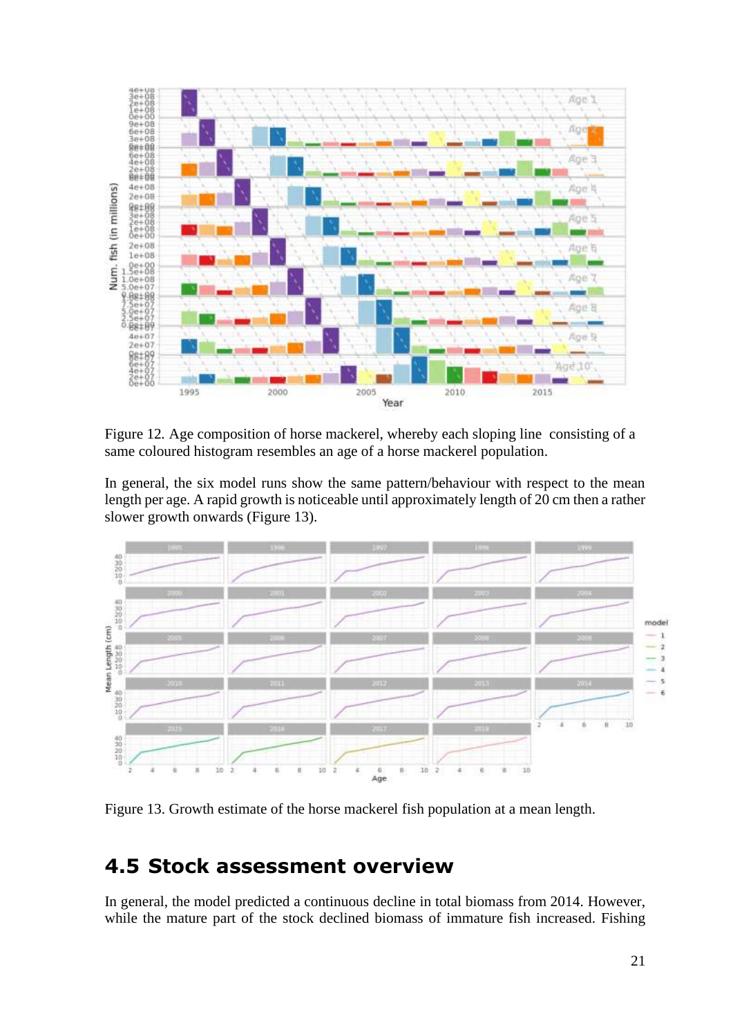Figure 12. Age composition of horse mackerel, whereby each sloping line consisting of a same coloured histogram resembles an age of a horse mackerel population.

In general, the six model runs show the same pattern/behaviour with respect to the mean length per age. A rapid growth is noticeable until approximately length of 20 cm then a rather slower growth onwards (Figure 13).

Figure 13. Growth estimate of the horse mackerel fish population at a mean length.

## 4.5 Stock assessment overview

In general, the model predicted a continuous decline in total biomass from 2014. However, while the mature part of the stock declined biomass of immature fish increased. Fishing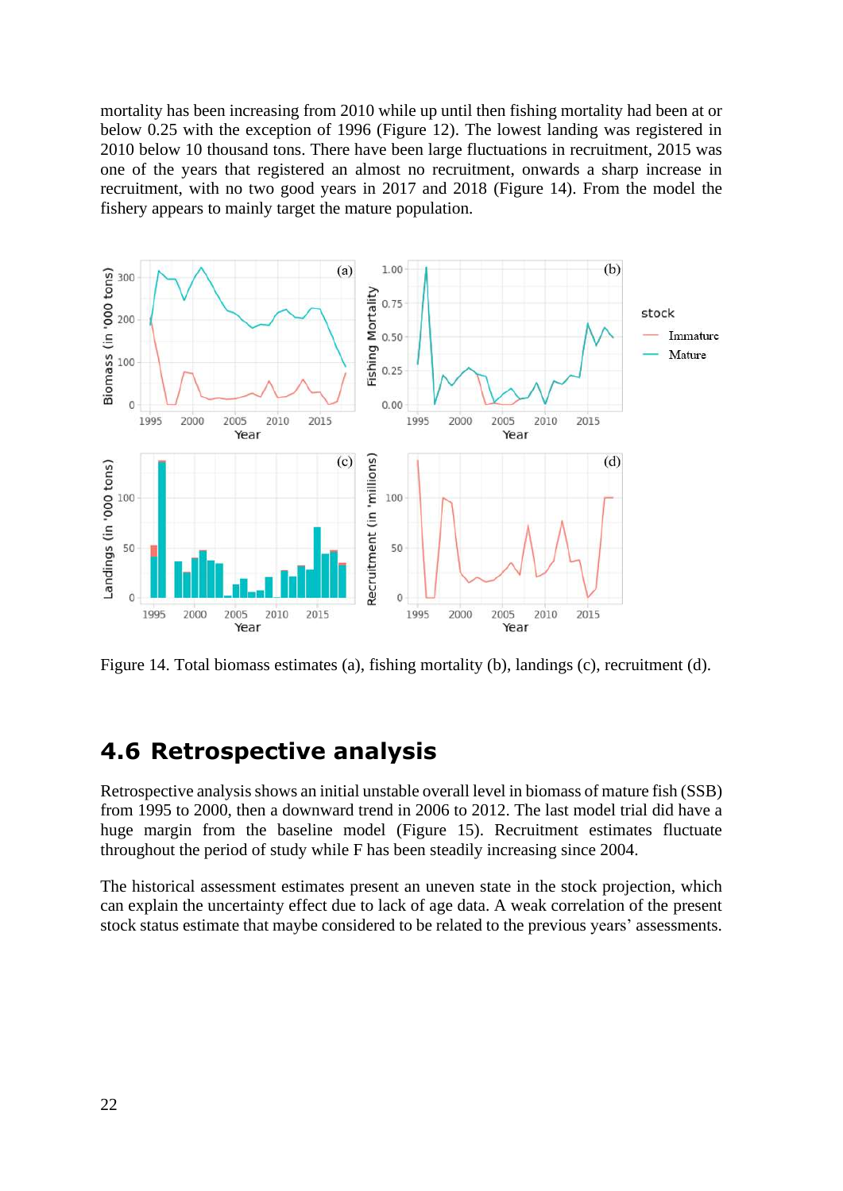mortality has been increasing from 2010 while up until then fishing mortality had been at or below 0.25 with the exception of 1996 (Figure 12). The lowest landing was registered in 2010 below 10 thousand tons. There have been large fluctuations in recruitment, 2015 was one of the years that registered an almost no recruitment, onwards a sharp increase in recruitment, with no two good years in 2017 and 2018 (Figure 14). From the model the fishery appears to mainly target the mature population.

Figure 14. Total biomass estimates (a), fishing mortality (b), landings (c), recruitment (d).

## 4.6 Retrospective analysis

Retrospective analysis shows an initial unstable overall level in biomass of mature fish (SSB) from 1995 to 2000, then a downward trend in 2006 to 2012. The last model trial did have a huge margin from the baseline model (Figure 15). Recruitment estimates fluctuate throughout the period of study while F has been steadily increasing since 2004.

The historical assessment estimates present an uneven state in the stock projection, which can explain the uncertainty effect due to lack of age data. A weak correlation of the present stock status estimate that maybe considered to be related to the previous years' assessments.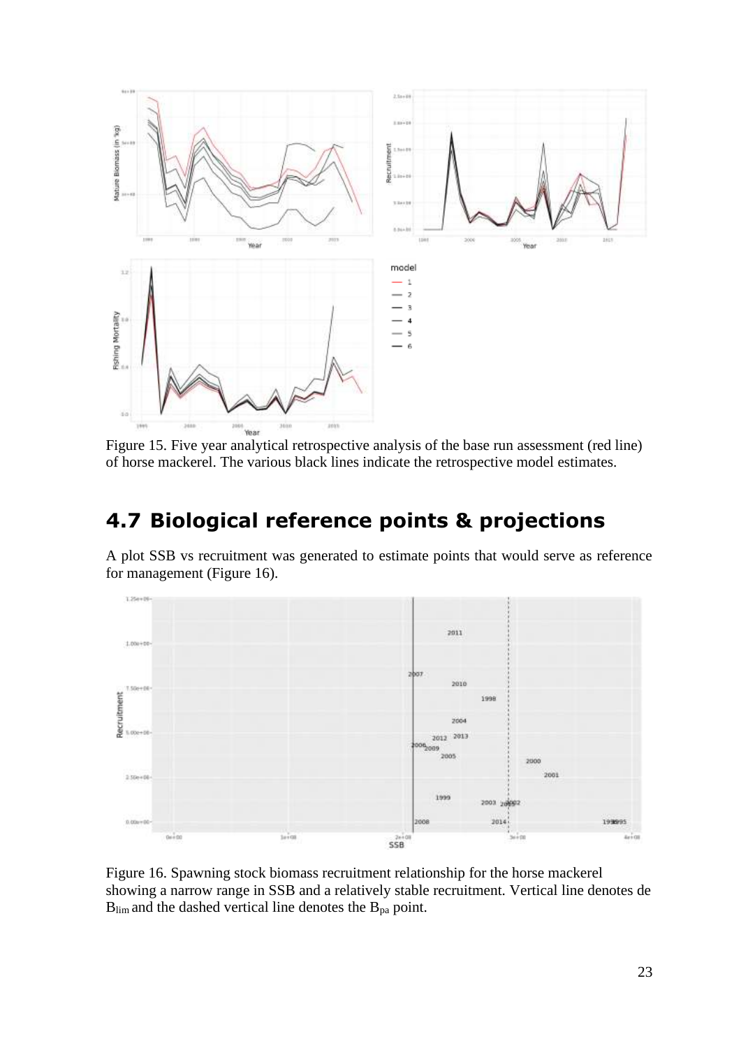Figure 15. Five year analytical retrospective analysis of the base run assessment (red line) of horse mackerel. The various black lines indicate the retrospective model estimates.

## 4.7 Biological reference points & projections

A plot SSB vs recruitment was generated to estimate points that would serve as reference for management (Figure 16).

Figure 16. Spawning stock biomass recruitment relationship for the horse mackerel showing a narrow range in SSB and a relatively stable recruitment. Vertical line denotes de $B_{lim}$ and the dashed vertical line denotes the $B_{pa}$ point.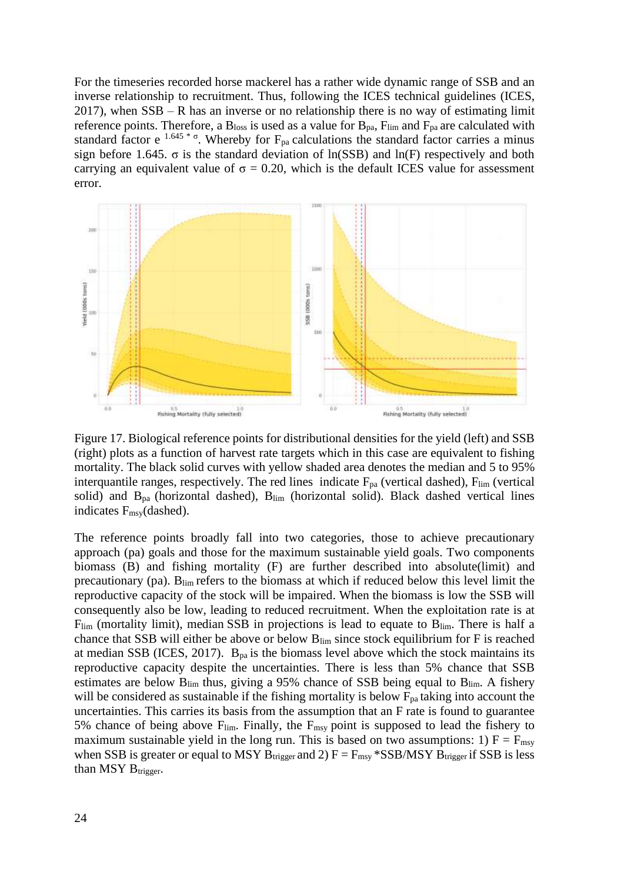For the timeseries recorded horse mackerel has a rather wide dynamic range of SSB and an inverse relationship to recruitment. Thus, following the ICES technical guidelines (ICES, 2017), when SSB – R has an inverse or no relationship there is no way of estimating limit reference points. Therefore, a $B_{loss}$ is used as a value for $B_{pa}$, $F_{lim}$ and $F_{pa}$ are calculated with standard factor $e^{1.645 * \sigma}$. Whereby for $F_{pa}$ calculations the standard factor carries a minus sign before 1.645. $\sigma$ is the standard deviation of ln(SSB) and ln(F) respectively and both carrying an equivalent value of $\sigma = 0.20$, which is the default ICES value for assessment error.

Figure 17. Biological reference points for distributional densities for the yield (left) and SSB (right) plots as a function of harvest rate targets which in this case are equivalent to fishing mortality. The black solid curves with yellow shaded area denotes the median and 5 to 95% interquantile ranges, respectively. The red lines indicate $F_{pa}$ (vertical dashed), $F_{lim}$ (vertical solid) and $B_{pa}$ (horizontal dashed), $B_{lim}$ (horizontal solid). Black dashed vertical lines indicates $F_{msy}$(dashed).

The reference points broadly fall into two categories, those to achieve precautionary approach (pa) goals and those for the maximum sustainable yield goals. Two components biomass (B) and fishing mortality (F) are further described into absolute(limit) and precautionary (pa). $B_{lim}$ refers to the biomass at which if reduced below this level limit the reproductive capacity of the stock will be impaired. When the biomass is low the SSB will consequently also be low, leading to reduced recruitment. When the exploitation rate is at $F_{lim}$ (mortality limit), median SSB in projections is lead to equate to $B_{lim}$. There is half a chance that SSB will either be above or below $B_{lim}$ since stock equilibrium for F is reached at median SSB (ICES, 2017). $B_{pa}$ is the biomass level above which the stock maintains its reproductive capacity despite the uncertainties. There is less than 5% chance that SSB estimates are below $B_{lim}$ thus, giving a 95% chance of SSB being equal to $B_{lim}$. A fishery will be considered as sustainable if the fishing mortality is below $F_{pa}$ taking into account the uncertainties. This carries its basis from the assumption that an F rate is found to guarantee 5% chance of being above $F_{lim}$. Finally, the $F_{msy}$ point is supposed to lead the fishery to maximum sustainable yield in the long run. This is based on two assumptions: 1) $F = F_{msy}$ when SSB is greater or equal to MSY $B_{trigger}$ and 2) $F = F_{msy}$ *SSB/MSY $B_{trigger}$ if SSB is less than MSY $B_{trigger}$.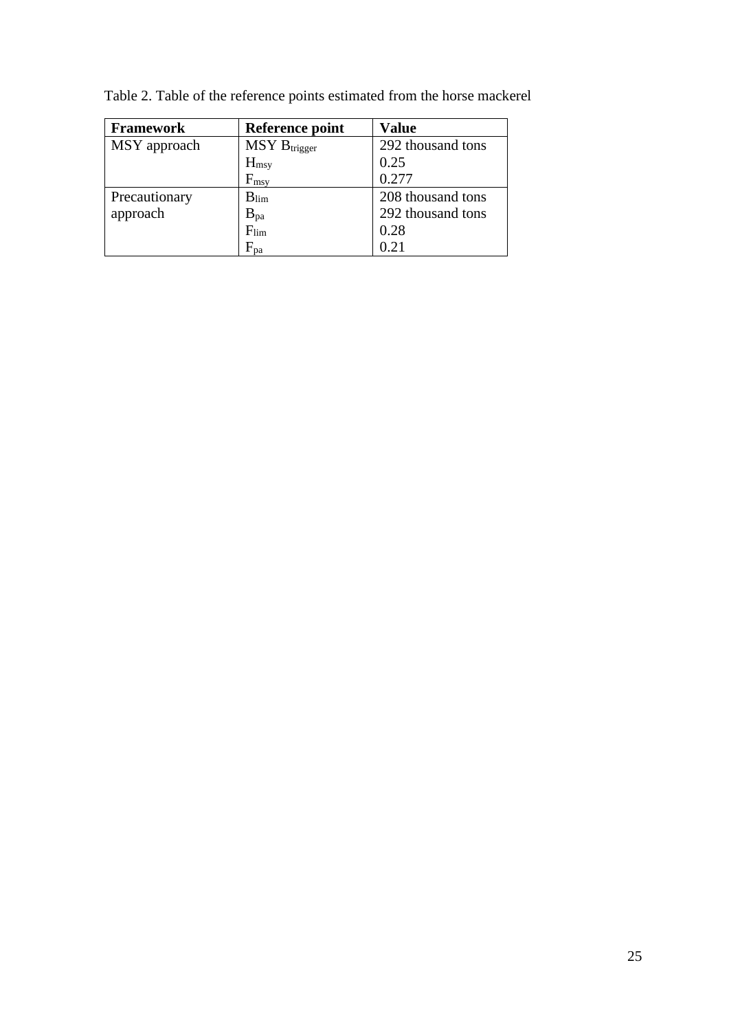Table 2. Table of the reference points estimated from the horse mackerel

| **Framework** | **Reference point** | **Value** |
|---|---|---|
| MSY approach | MSY $B_{trigger}$ | 292 thousand tons |
| | $H_{msy}$ | 0.25 |
| | $F_{msy}$ | 0.277 |
| Precautionary approach | $B_{lim}$ | 208 thousand tons |
| | $B_{pa}$ | 292 thousand tons |
| | $F_{lim}$ | 0.28 |
| | $F_{pa}$ | 0.21 |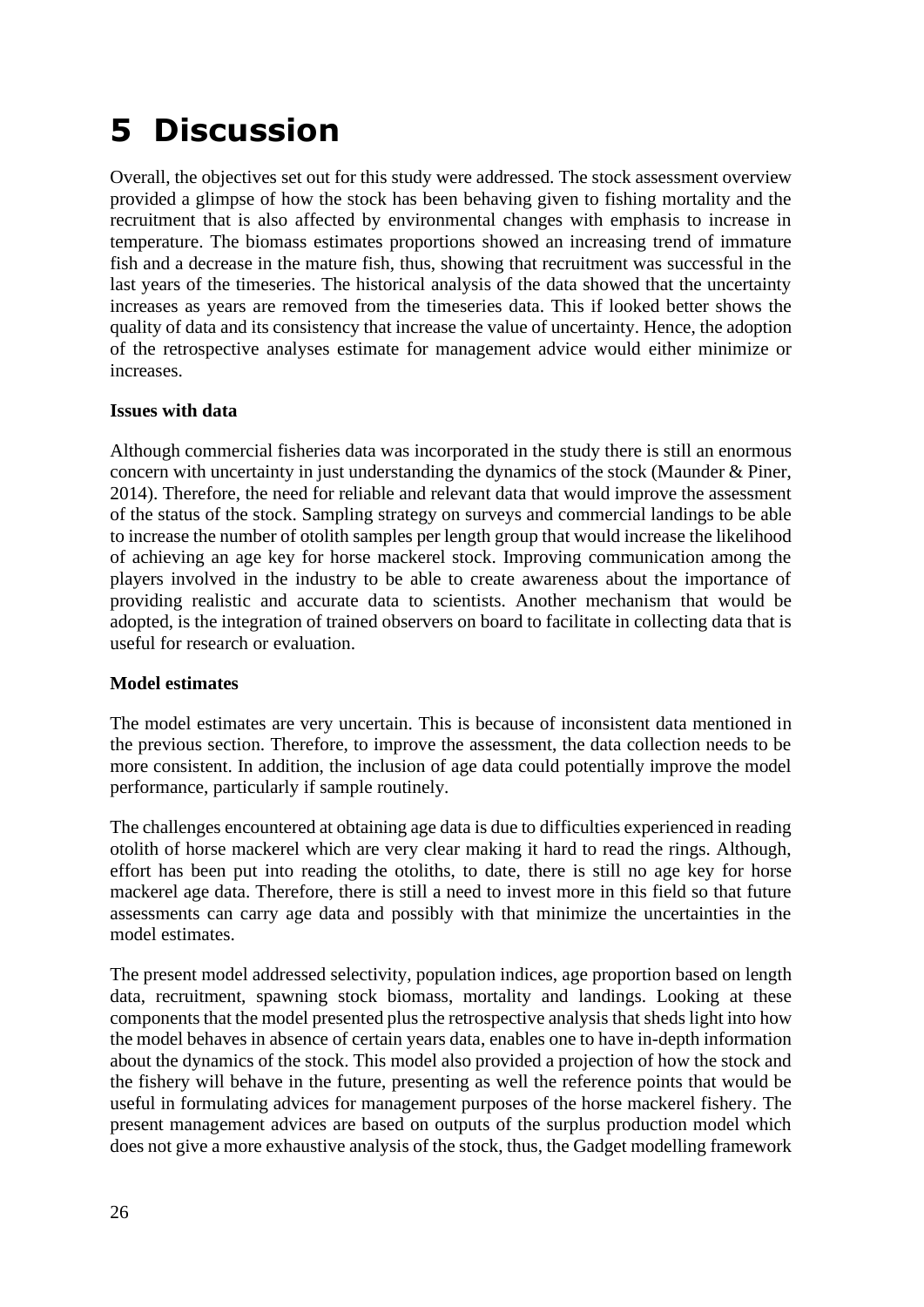# 5 Discussion

Overall, the objectives set out for this study were addressed. The stock assessment overview provided a glimpse of how the stock has been behaving given to fishing mortality and the recruitment that is also affected by environmental changes with emphasis to increase in temperature. The biomass estimates proportions showed an increasing trend of immature fish and a decrease in the mature fish, thus, showing that recruitment was successful in the last years of the timeseries. The historical analysis of the data showed that the uncertainty increases as years are removed from the timeseries data. This if looked better shows the quality of data and its consistency that increase the value of uncertainty. Hence, the adoption of the retrospective analyses estimate for management advice would either minimize or increases.

**Issues with data**

Although commercial fisheries data was incorporated in the study there is still an enormous concern with uncertainty in just understanding the dynamics of the stock (Maunder & Piner, 2014). Therefore, the need for reliable and relevant data that would improve the assessment of the status of the stock. Sampling strategy on surveys and commercial landings to be able to increase the number of otolith samples per length group that would increase the likelihood of achieving an age key for horse mackerel stock. Improving communication among the players involved in the industry to be able to create awareness about the importance of providing realistic and accurate data to scientists. Another mechanism that would be adopted, is the integration of trained observers on board to facilitate in collecting data that is useful for research or evaluation.

**Model estimates**

The model estimates are very uncertain. This is because of inconsistent data mentioned in the previous section. Therefore, to improve the assessment, the data collection needs to be more consistent. In addition, the inclusion of age data could potentially improve the model performance, particularly if sample routinely.

The challenges encountered at obtaining age data is due to difficulties experienced in reading otolith of horse mackerel which are very clear making it hard to read the rings. Although, effort has been put into reading the otoliths, to date, there is still no age key for horse mackerel age data. Therefore, there is still a need to invest more in this field so that future assessments can carry age data and possibly with that minimize the uncertainties in the model estimates.

The present model addressed selectivity, population indices, age proportion based on length data, recruitment, spawning stock biomass, mortality and landings. Looking at these components that the model presented plus the retrospective analysis that sheds light into how the model behaves in absence of certain years data, enables one to have in-depth information about the dynamics of the stock. This model also provided a projection of how the stock and the fishery will behave in the future, presenting as well the reference points that would be useful in formulating advices for management purposes of the horse mackerel fishery. The present management advices are based on outputs of the surplus production model which does not give a more exhaustive analysis of the stock, thus, the Gadget modelling framework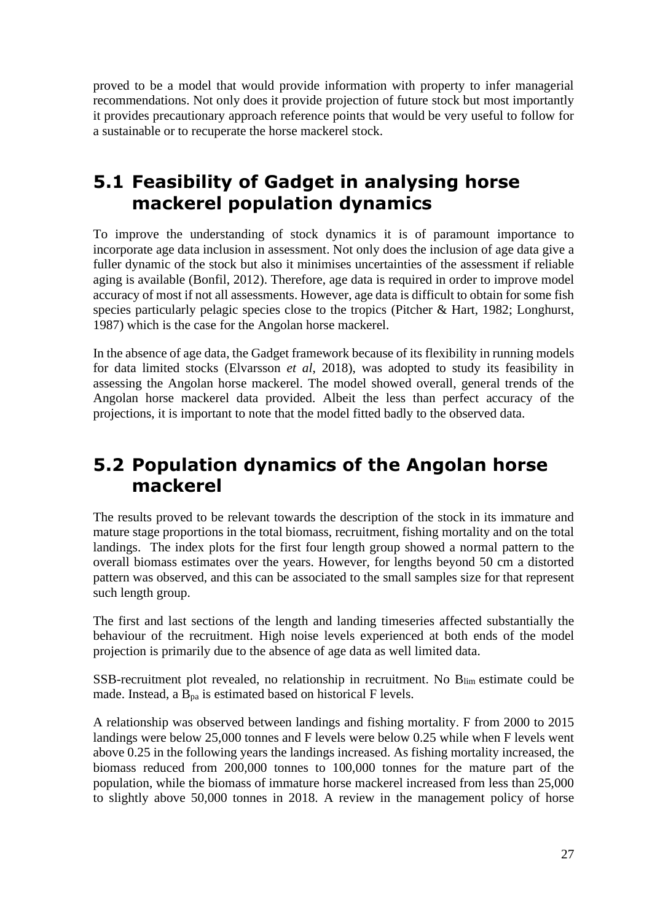proved to be a model that would provide information with property to infer managerial recommendations. Not only does it provide projection of future stock but most importantly it provides precautionary approach reference points that would be very useful to follow for a sustainable or to recuperate the horse mackerel stock.

## 5.1 Feasibility of Gadget in analysing horse mackerel population dynamics

To improve the understanding of stock dynamics it is of paramount importance to incorporate age data inclusion in assessment. Not only does the inclusion of age data give a fuller dynamic of the stock but also it minimises uncertainties of the assessment if reliable aging is available (Bonfil, 2012). Therefore, age data is required in order to improve model accuracy of most if not all assessments. However, age data is difficult to obtain for some fish species particularly pelagic species close to the tropics (Pitcher & Hart, 1982; Longhurst, 1987) which is the case for the Angolan horse mackerel.

In the absence of age data, the Gadget framework because of its flexibility in running models for data limited stocks (Elvarsson *et al*, 2018), was adopted to study its feasibility in assessing the Angolan horse mackerel. The model showed overall, general trends of the Angolan horse mackerel data provided. Albeit the less than perfect accuracy of the projections, it is important to note that the model fitted badly to the observed data.

## 5.2 Population dynamics of the Angolan horse mackerel

The results proved to be relevant towards the description of the stock in its immature and mature stage proportions in the total biomass, recruitment, fishing mortality and on the total landings. The index plots for the first four length group showed a normal pattern to the overall biomass estimates over the years. However, for lengths beyond 50 cm a distorted pattern was observed, and this can be associated to the small samples size for that represent such length group.

The first and last sections of the length and landing timeseries affected substantially the behaviour of the recruitment. High noise levels experienced at both ends of the model projection is primarily due to the absence of age data as well limited data.

SSB-recruitment plot revealed, no relationship in recruitment. No $B_{lim}$ estimate could be made. Instead, a $B_{pa}$ is estimated based on historical F levels.

A relationship was observed between landings and fishing mortality. F from 2000 to 2015 landings were below 25,000 tonnes and F levels were below 0.25 while when F levels went above 0.25 in the following years the landings increased. As fishing mortality increased, the biomass reduced from 200,000 tonnes to 100,000 tonnes for the mature part of the population, while the biomass of immature horse mackerel increased from less than 25,000 to slightly above 50,000 tonnes in 2018. A review in the management policy of horse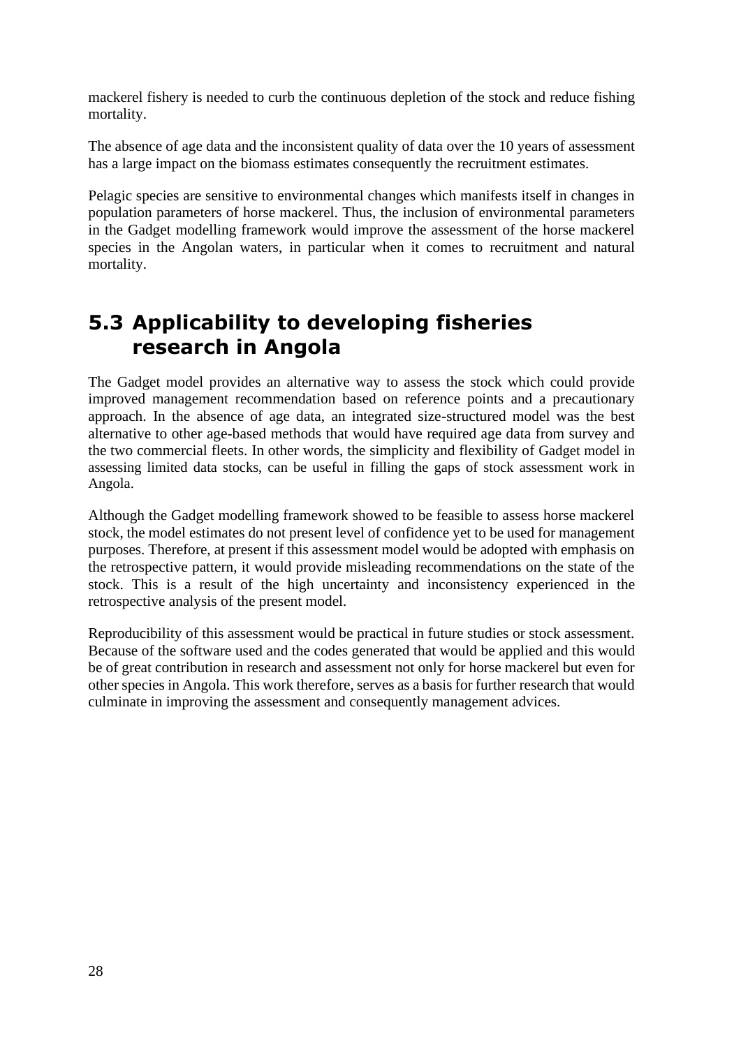mackerel fishery is needed to curb the continuous depletion of the stock and reduce fishing mortality.

The absence of age data and the inconsistent quality of data over the 10 years of assessment has a large impact on the biomass estimates consequently the recruitment estimates.

Pelagic species are sensitive to environmental changes which manifests itself in changes in population parameters of horse mackerel. Thus, the inclusion of environmental parameters in the Gadget modelling framework would improve the assessment of the horse mackerel species in the Angolan waters, in particular when it comes to recruitment and natural mortality.

## 5.3 Applicability to developing fisheries research in Angola

The Gadget model provides an alternative way to assess the stock which could provide improved management recommendation based on reference points and a precautionary approach. In the absence of age data, an integrated size-structured model was the best alternative to other age-based methods that would have required age data from survey and the two commercial fleets. In other words, the simplicity and flexibility of Gadget model in assessing limited data stocks, can be useful in filling the gaps of stock assessment work in Angola.

Although the Gadget modelling framework showed to be feasible to assess horse mackerel stock, the model estimates do not present level of confidence yet to be used for management purposes. Therefore, at present if this assessment model would be adopted with emphasis on the retrospective pattern, it would provide misleading recommendations on the state of the stock. This is a result of the high uncertainty and inconsistency experienced in the retrospective analysis of the present model.

Reproducibility of this assessment would be practical in future studies or stock assessment. Because of the software used and the codes generated that would be applied and this would be of great contribution in research and assessment not only for horse mackerel but even for other species in Angola. This work therefore, serves as a basis for further research that would culminate in improving the assessment and consequently management advices.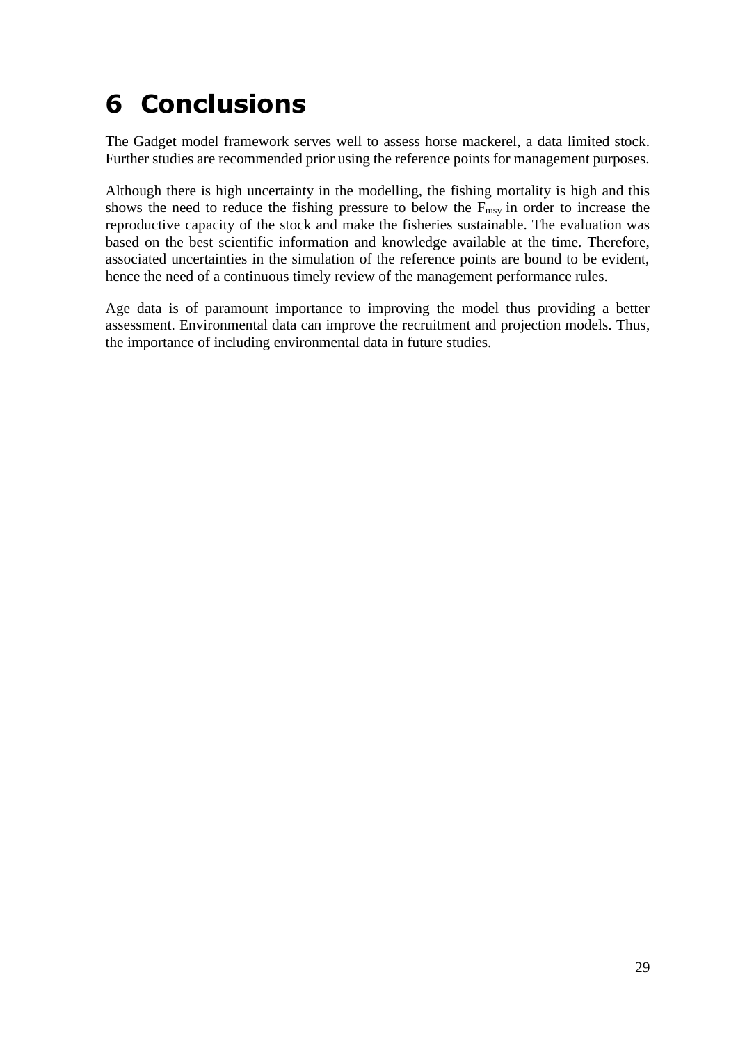# 6 Conclusions

The Gadget model framework serves well to assess horse mackerel, a data limited stock. Further studies are recommended prior using the reference points for management purposes.

Although there is high uncertainty in the modelling, the fishing mortality is high and this shows the need to reduce the fishing pressure to below the $F_{msy}$ in order to increase the reproductive capacity of the stock and make the fisheries sustainable. The evaluation was based on the best scientific information and knowledge available at the time. Therefore, associated uncertainties in the simulation of the reference points are bound to be evident, hence the need of a continuous timely review of the management performance rules.

Age data is of paramount importance to improving the model thus providing a better assessment. Environmental data can improve the recruitment and projection models. Thus, the importance of including environmental data in future studies.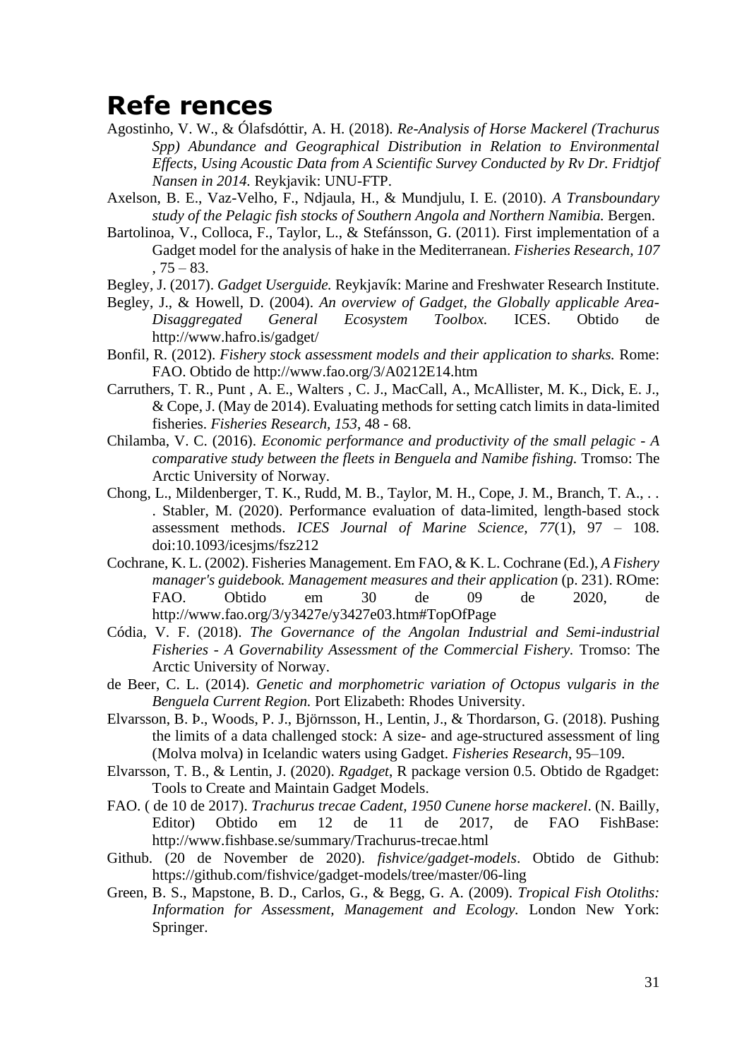# Refe rences

Agostinho, V. W., & Ólafsdóttir, A. H. (2018). *Re-Analysis of Horse Mackerel (Trachurus Spp) Abundance and Geographical Distribution in Relation to Environmental Effects, Using Acoustic Data from A Scientific Survey Conducted by Rv Dr. Fridtjof Nansen in 2014.* Reykjavik: UNU-FTP.

Axelson, B. E., Vaz-Velho, F., Ndjaula, H., & Mundjulu, I. E. (2010). *A Transboundary study of the Pelagic fish stocks of Southern Angola and Northern Namibia.* Bergen.

Bartolinoa, V., Colloca, F., Taylor, L., & Stefánsson, G. (2011). First implementation of a Gadget model for the analysis of hake in the Mediterranean. *Fisheries Research, 107* , 75 – 83.

Begley, J. (2017). *Gadget Userguide.* Reykjavík: Marine and Freshwater Research Institute.

Begley, J., & Howell, D. (2004). *An overview of Gadget, the Globally applicable Area-Disaggregated General Ecosystem Toolbox.* ICES. Obtido de http://www.hafro.is/gadget/

Bonfil, R. (2012). *Fishery stock assessment models and their application to sharks.* Rome: FAO. Obtido de http://www.fao.org/3/A0212E14.htm

Carruthers, T. R., Punt , A. E., Walters , C. J., MacCall, A., McAllister, M. K., Dick, E. J., & Cope, J. (May de 2014). Evaluating methods for setting catch limits in data-limited fisheries. *Fisheries Research*, *153*, 48 - 68.

Chilamba, V. C. (2016). *Economic performance and productivity of the small pelagic - A comparative study between the fleets in Benguela and Namibe fishing.* Tromso: The Arctic University of Norway.

Chong, L., Mildenberger, T. K., Rudd, M. B., Taylor, M. H., Cope, J. M., Branch, T. A., . . . Stabler, M. (2020). Performance evaluation of data-limited, length-based stock assessment methods. *ICES Journal of Marine Science*, *77*(1), 97 – 108. doi:10.1093/icesjms/fsz212

Cochrane, K. L. (2002). Fisheries Management. Em FAO, & K. L. Cochrane (Ed.), *A Fishery manager's guidebook. Management measures and their application* (p. 231). ROme: FAO. Obtido em 30 de 09 de 2020, de http://www.fao.org/3/y3427e/y3427e03.htm#TopOfPage

Códia, V. F. (2018). *The Governance of the Angolan Industrial and Semi-industrial Fisheries - A Governability Assessment of the Commercial Fishery.* Tromso: The Arctic University of Norway.

de Beer, C. L. (2014). *Genetic and morphometric variation of Octopus vulgaris in the Benguela Current Region.* Port Elizabeth: Rhodes University.

Elvarsson, B. Þ., Woods, P. J., Björnsson, H., Lentin, J., & Thordarson, G. (2018). Pushing the limits of a data challenged stock: A size- and age-structured assessment of ling (Molva molva) in Icelandic waters using Gadget. *Fisheries Research*, 95–109.

Elvarsson, T. B., & Lentin, J. (2020). *Rgadget*, R package version 0.5. Obtido de Rgadget: Tools to Create and Maintain Gadget Models.

FAO. ( de 10 de 2017). *Trachurus trecae Cadent, 1950 Cunene horse mackerel*. (N. Bailly, Editor) Obtido em 12 de 11 de 2017, de FAO FishBase: http://www.fishbase.se/summary/Trachurus-trecae.html

Github. (20 de November de 2020). *fishvice/gadget-models*. Obtido de Github: https://github.com/fishvice/gadget-models/tree/master/06-ling

Green, B. S., Mapstone, B. D., Carlos, G., & Begg, G. A. (2009). *Tropical Fish Otoliths: Information for Assessment, Management and Ecology.* London New York: Springer.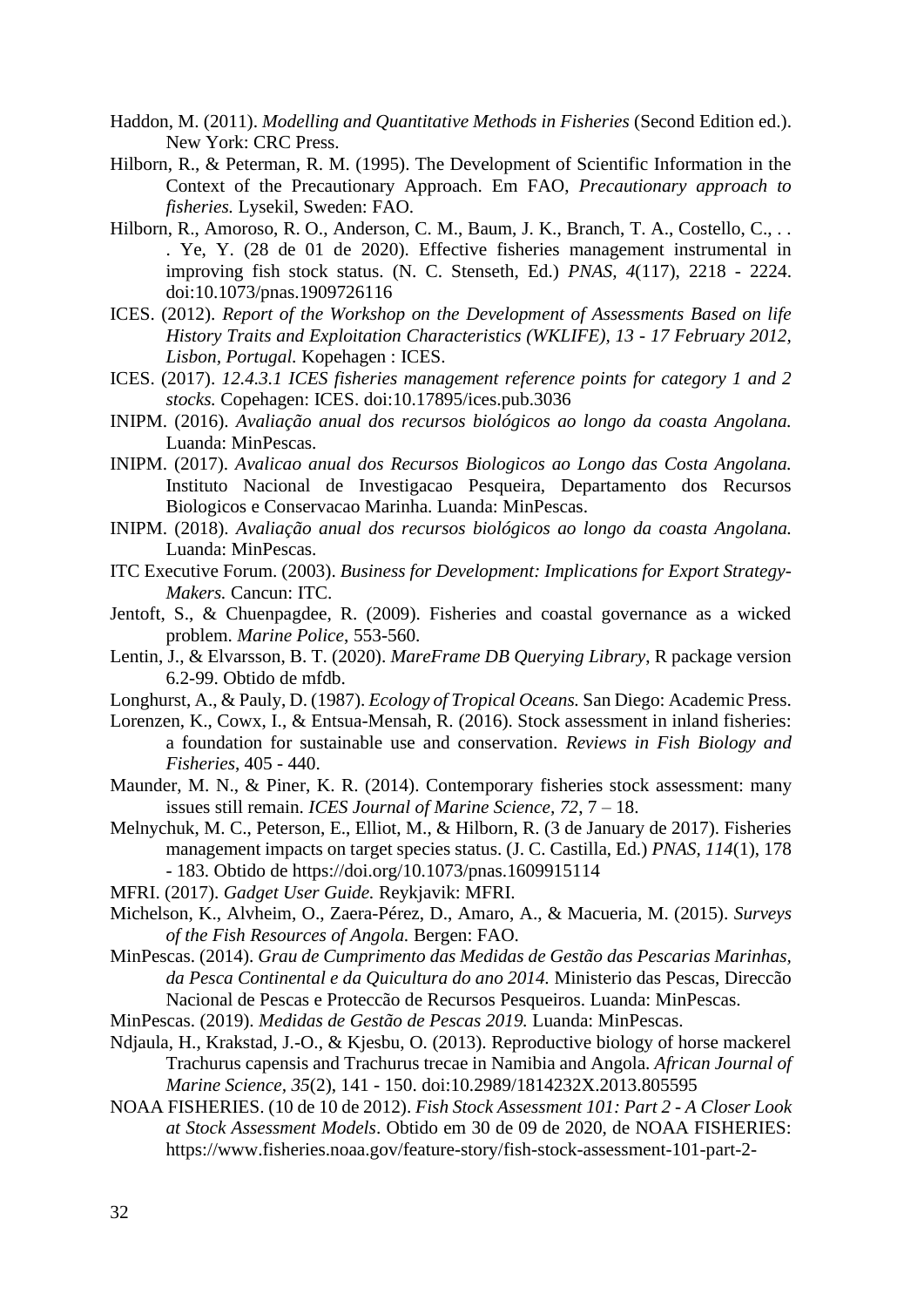Haddon, M. (2011). *Modelling and Quantitative Methods in Fisheries* (Second Edition ed.). New York: CRC Press.

Hilborn, R., & Peterman, R. M. (1995). The Development of Scientific Information in the Context of the Precautionary Approach. Em FAO, *Precautionary approach to fisheries.* Lysekil, Sweden: FAO.

Hilborn, R., Amoroso, R. O., Anderson, C. M., Baum, J. K., Branch, T. A., Costello, C., . . . Ye, Y. (28 de 01 de 2020). Effective fisheries management instrumental in improving fish stock status. (N. C. Stenseth, Ed.) *PNAS, 4*(117), 2218 - 2224. doi:10.1073/pnas.1909726116

ICES. (2012). *Report of the Workshop on the Development of Assessments Based on life History Traits and Exploitation Characteristics (WKLIFE), 13 - 17 February 2012, Lisbon, Portugal.* Kopehagen : ICES.

ICES. (2017). *12.4.3.1 ICES fisheries management reference points for category 1 and 2 stocks.* Copehagen: ICES. doi:10.17895/ices.pub.3036

INIPM. (2016). *Avaliação anual dos recursos biológicos ao longo da coasta Angolana.* Luanda: MinPescas.

INIPM. (2017). *Avalicao anual dos Recursos Biologicos ao Longo das Costa Angolana.* Instituto Nacional de Investigacao Pesqueira, Departamento dos Recursos Biologicos e Conservacao Marinha. Luanda: MinPescas.

INIPM. (2018). *Avaliação anual dos recursos biológicos ao longo da coasta Angolana.* Luanda: MinPescas.

ITC Executive Forum. (2003). *Business for Development: Implications for Export Strategy-Makers.* Cancun: ITC.

Jentoft, S., & Chuenpagdee, R. (2009). Fisheries and coastal governance as a wicked problem. *Marine Police*, 553-560.

Lentin, J., & Elvarsson, B. T. (2020). *MareFrame DB Querying Library*, R package version 6.2-99. Obtido de mfdb.

Longhurst, A., & Pauly, D. (1987). *Ecology of Tropical Oceans.* San Diego: Academic Press.

Lorenzen, K., Cowx, I., & Entsua-Mensah, R. (2016). Stock assessment in inland fisheries: a foundation for sustainable use and conservation. *Reviews in Fish Biology and Fisheries*, 405 - 440.

Maunder, M. N., & Piner, K. R. (2014). Contemporary fisheries stock assessment: many issues still remain. *ICES Journal of Marine Science, 72*, 7 – 18.

Melnychuk, M. C., Peterson, E., Elliot, M., & Hilborn, R. (3 de January de 2017). Fisheries management impacts on target species status. (J. C. Castilla, Ed.) *PNAS, 114*(1), 178 - 183. Obtido de https://doi.org/10.1073/pnas.1609915114

MFRI. (2017). *Gadget User Guide.* Reykjavik: MFRI.

Michelson, K., Alvheim, O., Zaera-Pérez, D., Amaro, A., & Macueria, M. (2015). *Surveys of the Fish Resources of Angola.* Bergen: FAO.

MinPescas. (2014). *Grau de Cumprimento das Medidas de Gestão das Pescarias Marinhas, da Pesca Continental e da Quicultura do ano 2014.* Ministerio das Pescas, Direcção Nacional de Pescas e Protecção de Recursos Pesqueiros. Luanda: MinPescas.

MinPescas. (2019). *Medidas de Gestão de Pescas 2019.* Luanda: MinPescas.

Ndjaula, H., Krakstad, J.-O., & Kjesbu, O. (2013). Reproductive biology of horse mackerel Trachurus capensis and Trachurus trecae in Namibia and Angola. *African Journal of Marine Science, 35*(2), 141 - 150. doi:10.2989/1814232X.2013.805595

NOAA FISHERIES. (10 de 10 de 2012). *Fish Stock Assessment 101: Part 2 - A Closer Look at Stock Assessment Models*. Obtido em 30 de 09 de 2020, de NOAA FISHERIES: https://www.fisheries.noaa.gov/feature-story/fish-stock-assessment-101-part-2-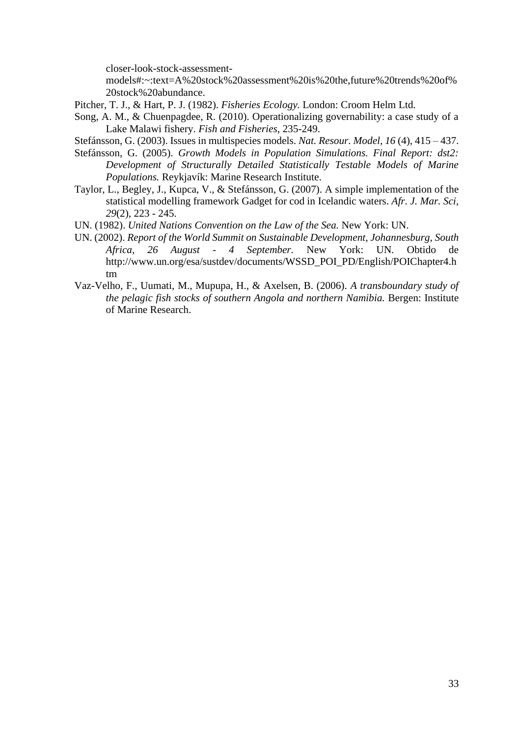closer-look-stock-assessment-models#:~:text=A%20stock%20assessment%20is%20the,future%20trends%20of%20stock%20abundance.

Pitcher, T. J., & Hart, P. J. (1982). *Fisheries Ecology.* London: Croom Helm Ltd.

Song, A. M., & Chuenpagdee, R. (2010). Operationalizing governability: a case study of a Lake Malawi fishery. *Fish and Fisheries*, 235-249.

Stefánsson, G. (2003). Issues in multispecies models. *Nat. Resour. Model, 16* (4), 415 – 437.

Stefánsson, G. (2005). *Growth Models in Population Simulations. Final Report: dst2: Development of Structurally Detailed Statistically Testable Models of Marine Populations.* Reykjavík: Marine Research Institute.

Taylor, L., Begley, J., Kupca, V., & Stefánsson, G. (2007). A simple implementation of the statistical modelling framework Gadget for cod in Icelandic waters. *Afr. J. Mar. Sci, 29*(2), 223 - 245.

UN. (1982). *United Nations Convention on the Law of the Sea.* New York: UN.

UN. (2002). *Report of the World Summit on Sustainable Development, Johannesburg, South Africa, 26 August - 4 September.* New York: UN. Obtido de http://www.un.org/esa/sustdev/documents/WSSD_POI_PD/English/POIChapter4.htm

Vaz-Velho, F., Uumati, M., Mupupa, H., & Axelsen, B. (2006). *A transboundary study of the pelagic fish stocks of southern Angola and northern Namibia.* Bergen: Institute of Marine Research.